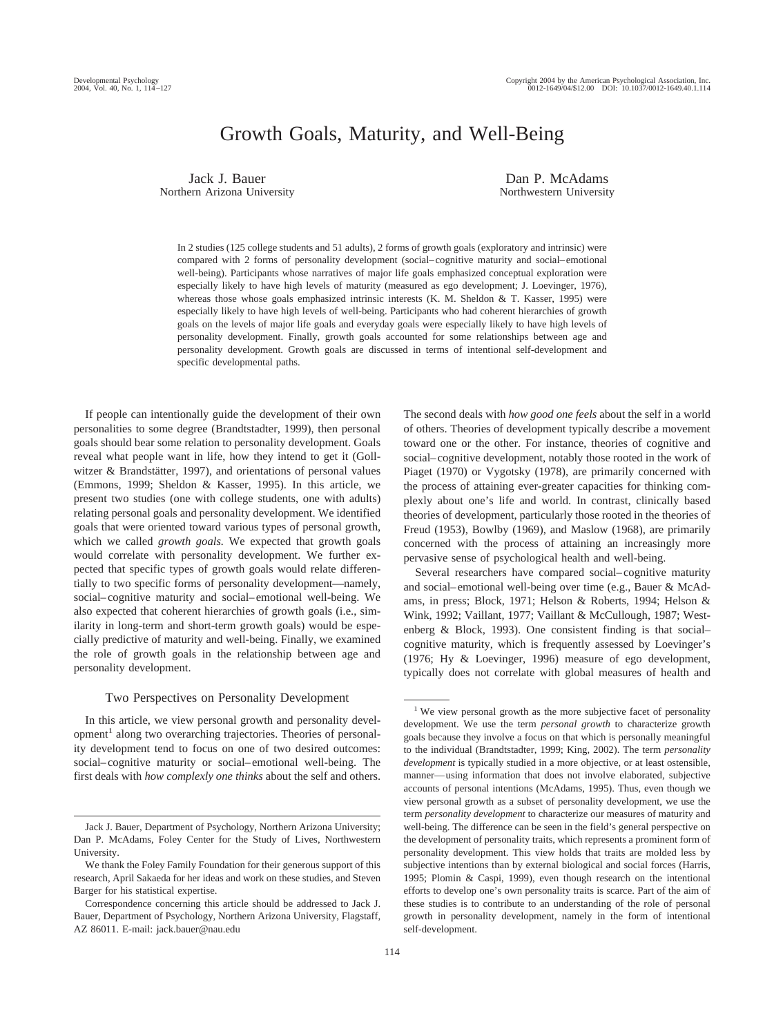# Growth Goals, Maturity, and Well-Being

Jack J. Bauer
Northern Arizona University

Dan P. McAdams
Northwestern University

In 2 studies (125 college students and 51 adults), 2 forms of growth goals (exploratory and intrinsic) were compared with 2 forms of personality development (social–cognitive maturity and social–emotional well-being). Participants whose narratives of major life goals emphasized conceptual exploration were especially likely to have high levels of maturity (measured as ego development; J. Loevinger, 1976), whereas those whose goals emphasized intrinsic interests (K. M. Sheldon & T. Kasser, 1995) were especially likely to have high levels of well-being. Participants who had coherent hierarchies of growth goals on the levels of major life goals and everyday goals were especially likely to have high levels of personality development. Finally, growth goals accounted for some relationships between age and personality development. Growth goals are discussed in terms of intentional self-development and specific developmental paths.

If people can intentionally guide the development of their own personalities to some degree (Brandtstadter, 1999), then personal goals should bear some relation to personality development. Goals reveal what people want in life, how they intend to get it (Gollwitzer & Brandstätter, 1997), and orientations of personal values (Emmons, 1999; Sheldon & Kasser, 1995). In this article, we present two studies (one with college students, one with adults) relating personal goals and personality development. We identified goals that were oriented toward various types of personal growth, which we called *growth goals.* We expected that growth goals would correlate with personality development. We further expected that specific types of growth goals would relate differentially to two specific forms of personality development—namely, social–cognitive maturity and social–emotional well-being. We also expected that coherent hierarchies of growth goals (i.e., similarity in long-term and short-term growth goals) would be especially predictive of maturity and well-being. Finally, we examined the role of growth goals in the relationship between age and personality development.

## Two Perspectives on Personality Development

In this article, we view personal growth and personality development[1] along two overarching trajectories. Theories of personality development tend to focus on one of two desired outcomes: social–cognitive maturity or social–emotional well-being. The first deals with *how complexly one thinks* about the self and others. The second deals with *how good one feels* about the self in a world of others. Theories of development typically describe a movement toward one or the other. For instance, theories of cognitive and social–cognitive development, notably those rooted in the work of Piaget (1970) or Vygotsky (1978), are primarily concerned with the process of attaining ever-greater capacities for thinking complexly about one's life and world. In contrast, clinically based theories of development, particularly those rooted in the theories of Freud (1953), Bowlby (1969), and Maslow (1968), are primarily concerned with the process of attaining an increasingly more pervasive sense of psychological health and well-being.

Several researchers have compared social–cognitive maturity and social–emotional well-being over time (e.g., Bauer & McAdams, in press; Block, 1971; Helson & Roberts, 1994; Helson & Wink, 1992; Vaillant, 1977; Vaillant & McCullough, 1987; Westenberg & Block, 1993). One consistent finding is that social–cognitive maturity, which is frequently assessed by Loevinger's (1976; Hy & Loevinger, 1996) measure of ego development, typically does not correlate with global measures of health and

---

Jack J. Bauer, Department of Psychology, Northern Arizona University; Dan P. McAdams, Foley Center for the Study of Lives, Northwestern University.

We thank the Foley Family Foundation for their generous support of this research, April Sakaeda for her ideas and work on these studies, and Steven Barger for his statistical expertise.

Correspondence concerning this article should be addressed to Jack J. Bauer, Department of Psychology, Northern Arizona University, Flagstaff, AZ 86011. E-mail: jack.bauer@nau.edu

[1] We view personal growth as the more subjective facet of personality development. We use the term *personal growth* to characterize growth goals because they involve a focus on that which is personally meaningful to the individual (Brandtstadter, 1999; King, 2002). The term *personality development* is typically studied in a more objective, or at least ostensible, manner—using information that does not involve elaborated, subjective accounts of personal intentions (McAdams, 1995). Thus, even though we view personal growth as a subset of personality development, we use the term *personality development* to characterize our measures of maturity and well-being. The difference can be seen in the field's general perspective on the development of personality traits, which represents a prominent form of personality development. This view holds that traits are molded less by subjective intentions than by external biological and social forces (Harris, 1995; Plomin & Caspi, 1999), even though research on the intentional efforts to develop one's own personality traits is scarce. Part of the aim of these studies is to contribute to an understanding of the role of personal growth in personality development, namely in the form of intentional self-development.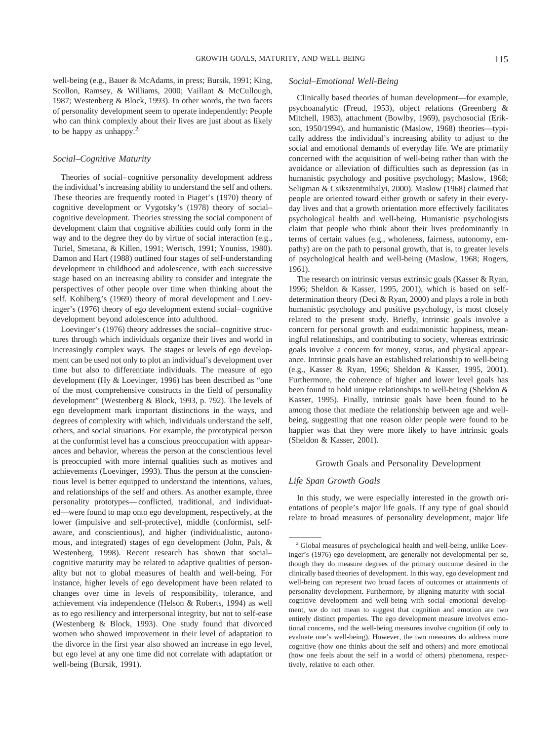well-being (e.g., Bauer & McAdams, in press; Bursik, 1991; King, Scollon, Ramsey, & Williams, 2000; Vaillant & McCullough, 1987; Westenberg & Block, 1993). In other words, the two facets of personality development seem to operate independently: People who can think complexly about their lives are just about as likely to be happy as unhappy.[2]

### *Social–Cognitive Maturity*

Theories of social–cognitive personality development address the individual's increasing ability to understand the self and others. These theories are frequently rooted in Piaget's (1970) theory of cognitive development or Vygotsky's (1978) theory of social–cognitive development. Theories stressing the social component of development claim that cognitive abilities could only form in the way and to the degree they do by virtue of social interaction (e.g., Turiel, Smetana, & Killen, 1991; Wertsch, 1991; Youniss, 1980). Damon and Hart (1988) outlined four stages of self-understanding development in childhood and adolescence, with each successive stage based on an increasing ability to consider and integrate the perspectives of other people over time when thinking about the self. Kohlberg's (1969) theory of moral development and Loevinger's (1976) theory of ego development extend social–cognitive development beyond adolescence into adulthood.

Loevinger's (1976) theory addresses the social–cognitive structures through which individuals organize their lives and world in increasingly complex ways. The stages or levels of ego development can be used not only to plot an individual's development over time but also to differentiate individuals. The measure of ego development (Hy & Loevinger, 1996) has been described as "one of the most comprehensive constructs in the field of personality development" (Westenberg & Block, 1993, p. 792). The levels of ego development mark important distinctions in the ways, and degrees of complexity with which, individuals understand the self, others, and social situations. For example, the prototypical person at the conformist level has a conscious preoccupation with appearances and behavior, whereas the person at the conscientious level is preoccupied with more internal qualities such as motives and achievements (Loevinger, 1993). Thus the person at the conscientious level is better equipped to understand the intentions, values, and relationships of the self and others. As another example, three personality prototypes—conflicted, traditional, and individuated—were found to map onto ego development, respectively, at the lower (impulsive and self-protective), middle (conformist, self-aware, and conscientious), and higher (individualistic, autonomous, and integrated) stages of ego development (John, Pals, & Westenberg, 1998). Recent research has shown that social–cognitive maturity may be related to adaptive qualities of personality but not to global measures of health and well-being. For instance, higher levels of ego development have been related to changes over time in levels of responsibility, tolerance, and achievement via independence (Helson & Roberts, 1994) as well as to ego resiliency and interpersonal integrity, but not to self-ease (Westenberg & Block, 1993). One study found that divorced women who showed improvement in their level of adaptation to the divorce in the first year also showed an increase in ego level, but ego level at any one time did not correlate with adaptation or well-being (Bursik, 1991).

### *Social–Emotional Well-Being*

Clinically based theories of human development—for example, psychoanalytic (Freud, 1953), object relations (Greenberg & Mitchell, 1983), attachment (Bowlby, 1969), psychosocial (Erikson, 1950/1994), and humanistic (Maslow, 1968) theories—typically address the individual's increasing ability to adjust to the social and emotional demands of everyday life. We are primarily concerned with the acquisition of well-being rather than with the avoidance or alleviation of difficulties such as depression (as in humanistic psychology and positive psychology; Maslow, 1968; Seligman & Csikszentmihalyi, 2000). Maslow (1968) claimed that people are oriented toward either growth or safety in their everyday lives and that a growth orientation more effectively facilitates psychological health and well-being. Humanistic psychologists claim that people who think about their lives predominantly in terms of certain values (e.g., wholeness, fairness, autonomy, empathy) are on the path to personal growth, that is, to greater levels of psychological health and well-being (Maslow, 1968; Rogers, 1961).

The research on intrinsic versus extrinsic goals (Kasser & Ryan, 1996; Sheldon & Kasser, 1995, 2001), which is based on self-determination theory (Deci & Ryan, 2000) and plays a role in both humanistic psychology and positive psychology, is most closely related to the present study. Briefly, intrinsic goals involve a concern for personal growth and eudaimonistic happiness, meaningful relationships, and contributing to society, whereas extrinsic goals involve a concern for money, status, and physical appearance. Intrinsic goals have an established relationship to well-being (e.g., Kasser & Ryan, 1996; Sheldon & Kasser, 1995, 2001). Furthermore, the coherence of higher and lower level goals has been found to hold unique relationships to well-being (Sheldon & Kasser, 1995). Finally, intrinsic goals have been found to be among those that mediate the relationship between age and well-being, suggesting that one reason older people were found to be happier was that they were more likely to have intrinsic goals (Sheldon & Kasser, 2001).

## Growth Goals and Personality Development

### *Life Span Growth Goals*

In this study, we were especially interested in the growth orientations of people's major life goals. If any type of goal should relate to broad measures of personality development, major life

---

[2] Global measures of psychological health and well-being, unlike Loevinger's (1976) ego development, are generally not developmental per se, though they do measure degrees of the primary outcome desired in the clinically based theories of development. In this way, ego development and well-being can represent two broad facets of outcomes or attainments of personality development. Furthermore, by aligning maturity with social–cognitive development and well-being with social–emotional development, we do not mean to suggest that cognition and emotion are two entirely distinct properties. The ego development measure involves emotional concerns, and the well-being measures involve cognition (if only to evaluate one's well-being). However, the two measures do address more cognitive (how one thinks about the self and others) and more emotional (how one feels about the self in a world of others) phenomena, respectively, relative to each other.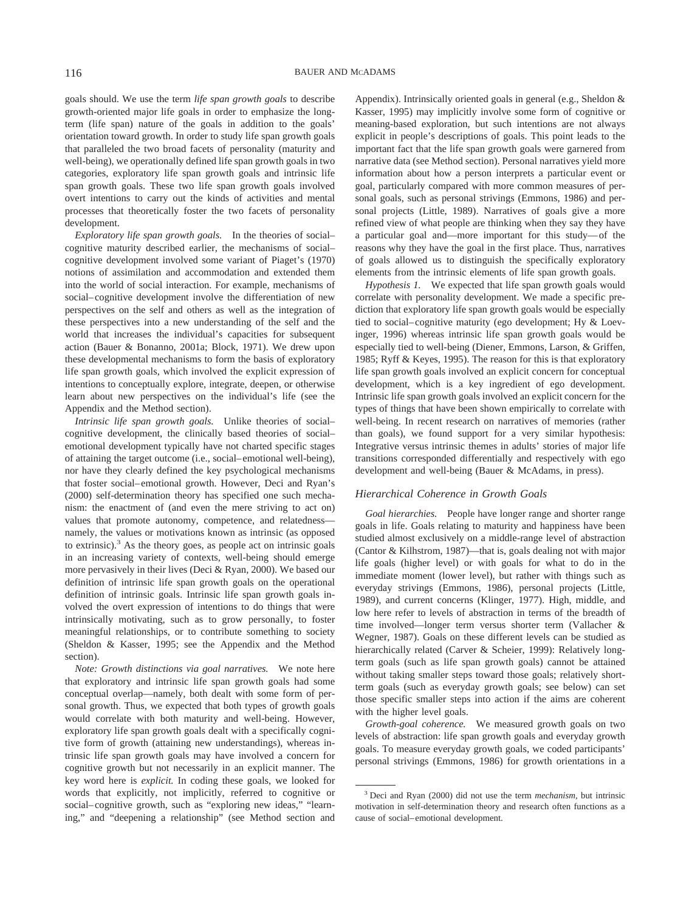goals should. We use the term *life span growth goals* to describe growth-oriented major life goals in order to emphasize the long-term (life span) nature of the goals in addition to the goals' orientation toward growth. In order to study life span growth goals that paralleled the two broad facets of personality (maturity and well-being), we operationally defined life span growth goals in two categories, exploratory life span growth goals and intrinsic life span growth goals. These two life span growth goals involved overt intentions to carry out the kinds of activities and mental processes that theoretically foster the two facets of personality development.

*Exploratory life span growth goals.* In the theories of social–cognitive maturity described earlier, the mechanisms of social–cognitive development involved some variant of Piaget's (1970) notions of assimilation and accommodation and extended them into the world of social interaction. For example, mechanisms of social–cognitive development involve the differentiation of new perspectives on the self and others as well as the integration of these perspectives into a new understanding of the self and the world that increases the individual's capacities for subsequent action (Bauer & Bonanno, 2001a; Block, 1971). We drew upon these developmental mechanisms to form the basis of exploratory life span growth goals, which involved the explicit expression of intentions to conceptually explore, integrate, deepen, or otherwise learn about new perspectives on the individual's life (see the Appendix and the Method section).

*Intrinsic life span growth goals.* Unlike theories of social–cognitive development, the clinically based theories of social–emotional development typically have not charted specific stages of attaining the target outcome (i.e., social–emotional well-being), nor have they clearly defined the key psychological mechanisms that foster social–emotional growth. However, Deci and Ryan's (2000) self-determination theory has specified one such mechanism: the enactment of (and even the mere striving to act on) values that promote autonomy, competence, and relatedness—namely, the values or motivations known as intrinsic (as opposed to extrinsic).[3] As the theory goes, as people act on intrinsic goals in an increasing variety of contexts, well-being should emerge more pervasively in their lives (Deci & Ryan, 2000). We based our definition of intrinsic life span growth goals on the operational definition of intrinsic goals. Intrinsic life span growth goals involved the overt expression of intentions to do things that were intrinsically motivating, such as to grow personally, to foster meaningful relationships, or to contribute something to society (Sheldon & Kasser, 1995; see the Appendix and the Method section).

*Note: Growth distinctions via goal narratives.* We note here that exploratory and intrinsic life span growth goals had some conceptual overlap—namely, both dealt with some form of personal growth. Thus, we expected that both types of growth goals would correlate with both maturity and well-being. However, exploratory life span growth goals dealt with a specifically cognitive form of growth (attaining new understandings), whereas intrinsic life span growth goals may have involved a concern for cognitive growth but not necessarily in an explicit manner. The key word here is *explicit.* In coding these goals, we looked for words that explicitly, not implicitly, referred to cognitive or social–cognitive growth, such as "exploring new ideas," "learning," and "deepening a relationship" (see Method section and Appendix). Intrinsically oriented goals in general (e.g., Sheldon & Kasser, 1995) may implicitly involve some form of cognitive or meaning-based exploration, but such intentions are not always explicit in people's descriptions of goals. This point leads to the important fact that the life span growth goals were garnered from narrative data (see Method section). Personal narratives yield more information about how a person interprets a particular event or goal, particularly compared with more common measures of personal goals, such as personal strivings (Emmons, 1986) and personal projects (Little, 1989). Narratives of goals give a more refined view of what people are thinking when they say they have a particular goal and—more important for this study—of the reasons why they have the goal in the first place. Thus, narratives of goals allowed us to distinguish the specifically exploratory elements from the intrinsic elements of life span growth goals.

*Hypothesis 1.* We expected that life span growth goals would correlate with personality development. We made a specific prediction that exploratory life span growth goals would be especially tied to social–cognitive maturity (ego development; Hy & Loevinger, 1996) whereas intrinsic life span growth goals would be especially tied to well-being (Diener, Emmons, Larson, & Griffen, 1985; Ryff & Keyes, 1995). The reason for this is that exploratory life span growth goals involved an explicit concern for conceptual development, which is a key ingredient of ego development. Intrinsic life span growth goals involved an explicit concern for the types of things that have been shown empirically to correlate with well-being. In recent research on narratives of memories (rather than goals), we found support for a very similar hypothesis: Integrative versus intrinsic themes in adults' stories of major life transitions corresponded differentially and respectively with ego development and well-being (Bauer & McAdams, in press).

### Hierarchical Coherence in Growth Goals

*Goal hierarchies.* People have longer range and shorter range goals in life. Goals relating to maturity and happiness have been studied almost exclusively on a middle-range level of abstraction (Cantor & Kihlstrom, 1987)—that is, goals dealing not with major life goals (higher level) or with goals for what to do in the immediate moment (lower level), but rather with things such as everyday strivings (Emmons, 1986), personal projects (Little, 1989), and current concerns (Klinger, 1977). High, middle, and low here refer to levels of abstraction in terms of the breadth of time involved—longer term versus shorter term (Vallacher & Wegner, 1987). Goals on these different levels can be studied as hierarchically related (Carver & Scheier, 1999): Relatively long-term goals (such as life span growth goals) cannot be attained without taking smaller steps toward those goals; relatively short-term goals (such as everyday growth goals; see below) can set those specific smaller steps into action if the aims are coherent with the higher level goals.

*Growth-goal coherence.* We measured growth goals on two levels of abstraction: life span growth goals and everyday growth goals. To measure everyday growth goals, we coded participants' personal strivings (Emmons, 1986) for growth orientations in a

[3] Deci and Ryan (2000) did not use the term *mechanism,* but intrinsic motivation in self-determination theory and research often functions as a cause of social–emotional development.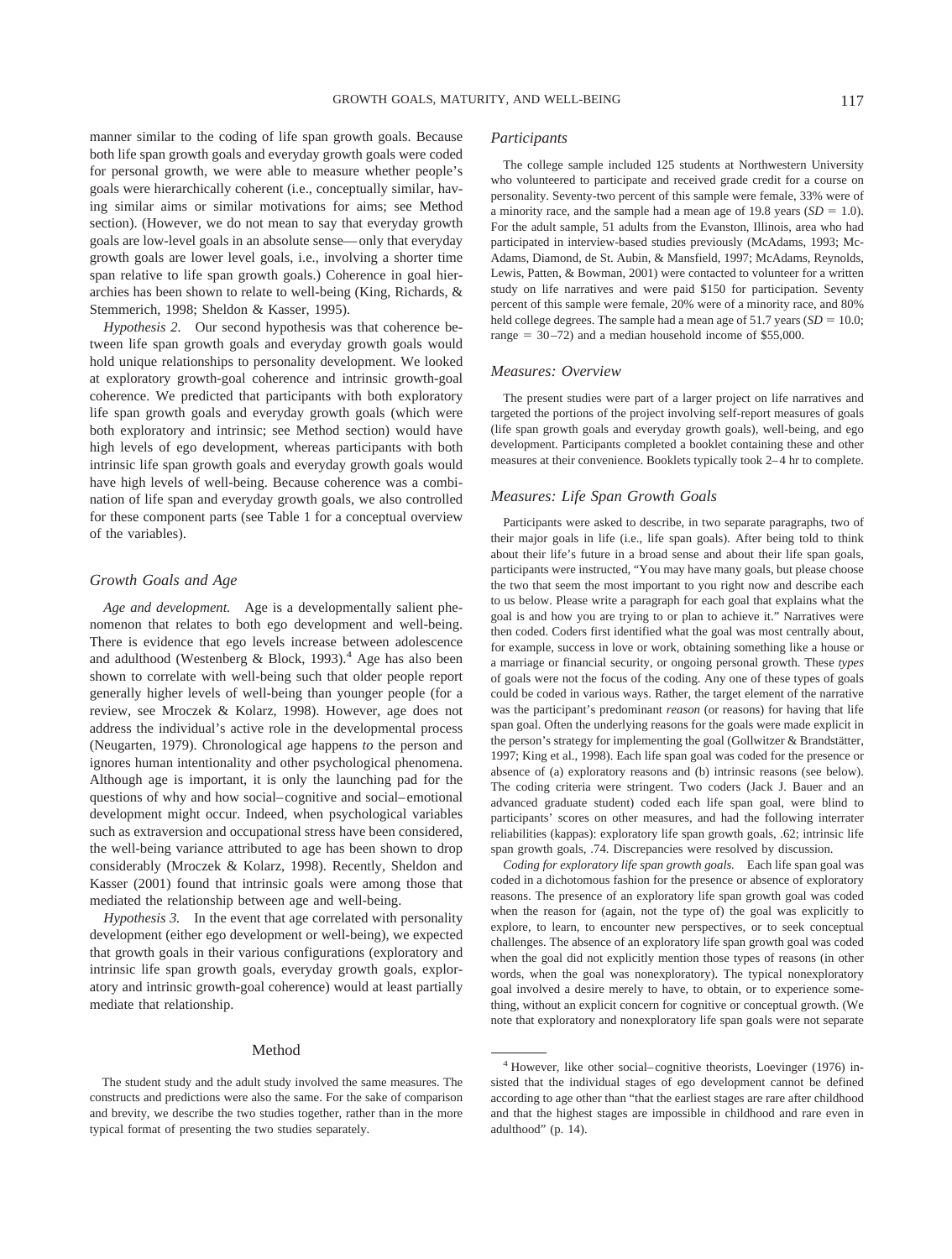manner similar to the coding of life span growth goals. Because both life span growth goals and everyday growth goals were coded for personal growth, we were able to measure whether people's goals were hierarchically coherent (i.e., conceptually similar, having similar aims or similar motivations for aims; see Method section). (However, we do not mean to say that everyday growth goals are low-level goals in an absolute sense—only that everyday growth goals are lower level goals, i.e., involving a shorter time span relative to life span growth goals.) Coherence in goal hierarchies has been shown to relate to well-being (King, Richards, & Stemmerich, 1998; Sheldon & Kasser, 1995).

*Hypothesis 2.* Our second hypothesis was that coherence between life span growth goals and everyday growth goals would hold unique relationships to personality development. We looked at exploratory growth-goal coherence and intrinsic growth-goal coherence. We predicted that participants with both exploratory life span growth goals and everyday growth goals (which were both exploratory and intrinsic; see Method section) would have high levels of ego development, whereas participants with both intrinsic life span growth goals and everyday growth goals would have high levels of well-being. Because coherence was a combination of life span and everyday growth goals, we also controlled for these component parts (see Table 1 for a conceptual overview of the variables).

### Growth Goals and Age

*Age and development.* Age is a developmentally salient phenomenon that relates to both ego development and well-being. There is evidence that ego levels increase between adolescence and adulthood (Westenberg & Block, 1993).[4] Age has also been shown to correlate with well-being such that older people report generally higher levels of well-being than younger people (for a review, see Mroczek & Kolarz, 1998). However, age does not address the individual's active role in the developmental process (Neugarten, 1979). Chronological age happens *to* the person and ignores human intentionality and other psychological phenomena. Although age is important, it is only the launching pad for the questions of why and how social–cognitive and social–emotional development might occur. Indeed, when psychological variables such as extraversion and occupational stress have been considered, the well-being variance attributed to age has been shown to drop considerably (Mroczek & Kolarz, 1998). Recently, Sheldon and Kasser (2001) found that intrinsic goals were among those that mediated the relationship between age and well-being.

*Hypothesis 3.* In the event that age correlated with personality development (either ego development or well-being), we expected that growth goals in their various configurations (exploratory and intrinsic life span growth goals, everyday growth goals, exploratory and intrinsic growth-goal coherence) would at least partially mediate that relationship.

## Method

The student study and the adult study involved the same measures. The constructs and predictions were also the same. For the sake of comparison and brevity, we describe the two studies together, rather than in the more typical format of presenting the two studies separately.

### Participants

The college sample included 125 students at Northwestern University who volunteered to participate and received grade credit for a course on personality. Seventy-two percent of this sample were female, 33% were of a minority race, and the sample had a mean age of 19.8 years ($SD = 1.0$). For the adult sample, 51 adults from the Evanston, Illinois, area who had participated in interview-based studies previously (McAdams, 1993; McAdams, Diamond, de St. Aubin, & Mansfield, 1997; McAdams, Reynolds, Lewis, Patten, & Bowman, 2001) were contacted to volunteer for a written study on life narratives and were paid $150 for participation. Seventy percent of this sample were female, 20% were of a minority race, and 80% held college degrees. The sample had a mean age of 51.7 years ($SD = 10.0$; range = 30–72) and a median household income of $55,000.

### Measures: Overview

The present studies were part of a larger project on life narratives and targeted the portions of the project involving self-report measures of goals (life span growth goals and everyday growth goals), well-being, and ego development. Participants completed a booklet containing these and other measures at their convenience. Booklets typically took 2–4 hr to complete.

### Measures: Life Span Growth Goals

Participants were asked to describe, in two separate paragraphs, two of their major goals in life (i.e., life span goals). After being told to think about their life's future in a broad sense and about their life span goals, participants were instructed, "You may have many goals, but please choose the two that seem the most important to you right now and describe each to us below. Please write a paragraph for each goal that explains what the goal is and how you are trying to or plan to achieve it." Narratives were then coded. Coders first identified what the goal was most centrally about, for example, success in love or work, obtaining something like a house or a marriage or financial security, or ongoing personal growth. These *types* of goals were not the focus of the coding. Any one of these types of goals could be coded in various ways. Rather, the target element of the narrative was the participant's predominant *reason* (or reasons) for having that life span goal. Often the underlying reasons for the goals were made explicit in the person's strategy for implementing the goal (Gollwitzer & Brandstätter, 1997; King et al., 1998). Each life span goal was coded for the presence or absence of (a) exploratory reasons and (b) intrinsic reasons (see below). The coding criteria were stringent. Two coders (Jack J. Bauer and an advanced graduate student) coded each life span goal, were blind to participants' scores on other measures, and had the following interrater reliabilities (kappas): exploratory life span growth goals, .62; intrinsic life span growth goals, .74. Discrepancies were resolved by discussion.

*Coding for exploratory life span growth goals.* Each life span goal was coded in a dichotomous fashion for the presence or absence of exploratory reasons. The presence of an exploratory life span growth goal was coded when the reason for (again, not the type of) the goal was explicitly to explore, to learn, to encounter new perspectives, or to seek conceptual challenges. The absence of an exploratory life span growth goal was coded when the goal did not explicitly mention those types of reasons (in other words, when the goal was nonexploratory). The typical nonexploratory goal involved a desire merely to have, to obtain, or to experience something, without an explicit concern for cognitive or conceptual growth. (We note that exploratory and nonexploratory life span goals were not separate

[4] However, like other social–cognitive theorists, Loevinger (1976) insisted that the individual stages of ego development cannot be defined according to age other than "that the earliest stages are rare after childhood and that the highest stages are impossible in childhood and rare even in adulthood" (p. 14).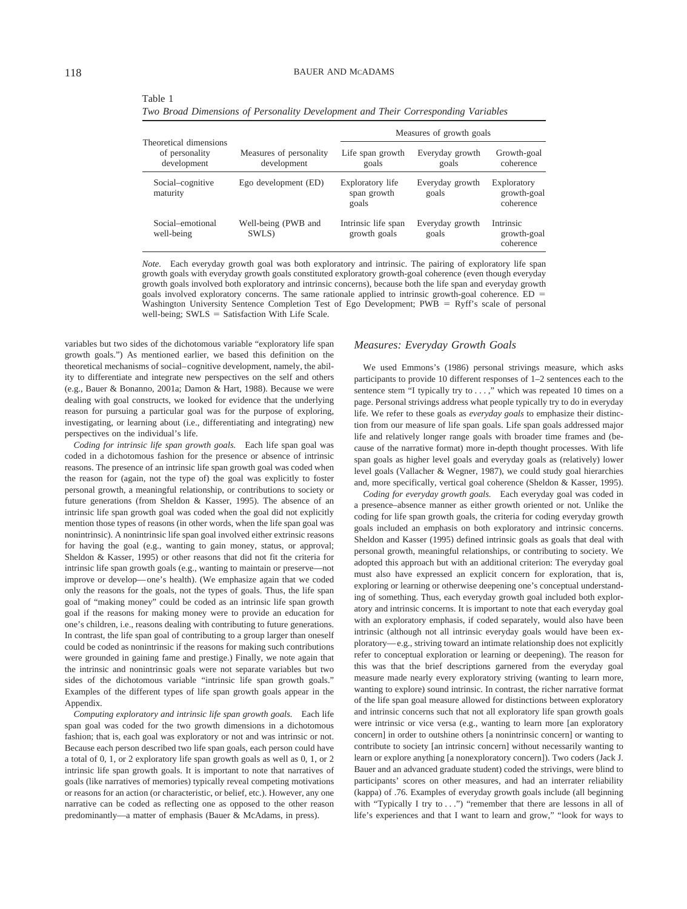Table 1
*Two Broad Dimensions of Personality Development and Their Corresponding Variables*

| Theoretical dimensions of personality development | Measures of personality development | Measures of growth goals | | |
|---|---|---|---|---|
| | | Life span growth goals | Everyday growth goals | Growth-goal coherence |
| Social–cognitive maturity | Ego development (ED) | Exploratory life span growth goals | Everyday growth goals | Exploratory growth-goal coherence |
| Social–emotional well-being | Well-being (PWB and SWLS) | Intrinsic life span growth goals | Everyday growth goals | Intrinsic growth-goal coherence |

*Note.* Each everyday growth goal was both exploratory and intrinsic. The pairing of exploratory life span growth goals with everyday growth goals constituted exploratory growth-goal coherence (even though everyday growth goals involved both exploratory and intrinsic concerns), because both the life span and everyday growth goals involved exploratory concerns. The same rationale applied to intrinsic growth-goal coherence. ED = Washington University Sentence Completion Test of Ego Development; PWB = Ryff's scale of personal well-being; SWLS = Satisfaction With Life Scale.

variables but two sides of the dichotomous variable "exploratory life span growth goals.") As mentioned earlier, we based this definition on the theoretical mechanisms of social–cognitive development, namely, the ability to differentiate and integrate new perspectives on the self and others (e.g., Bauer & Bonanno, 2001a; Damon & Hart, 1988). Because we were dealing with goal constructs, we looked for evidence that the underlying reason for pursuing a particular goal was for the purpose of exploring, investigating, or learning about (i.e., differentiating and integrating) new perspectives on the individual's life.

*Coding for intrinsic life span growth goals.* Each life span goal was coded in a dichotomous fashion for the presence or absence of intrinsic reasons. The presence of an intrinsic life span growth goal was coded when the reason for (again, not the type of) the goal was explicitly to foster personal growth, a meaningful relationship, or contributions to society or future generations (from Sheldon & Kasser, 1995). The absence of an intrinsic life span growth goal was coded when the goal did not explicitly mention those types of reasons (in other words, when the life span goal was nonintrinsic). A nonintrinsic life span goal involved either extrinsic reasons for having the goal (e.g., wanting to gain money, status, or approval; Sheldon & Kasser, 1995) or other reasons that did not fit the criteria for intrinsic life span growth goals (e.g., wanting to maintain or preserve—not improve or develop—one's health). (We emphasize again that we coded only the reasons for the goals, not the types of goals. Thus, the life span goal of "making money" could be coded as an intrinsic life span growth goal if the reasons for making money were to provide an education for one's children, i.e., reasons dealing with contributing to future generations. In contrast, the life span goal of contributing to a group larger than oneself could be coded as nonintrinsic if the reasons for making such contributions were grounded in gaining fame and prestige.) Finally, we note again that the intrinsic and nonintrinsic goals were not separate variables but two sides of the dichotomous variable "intrinsic life span growth goals." Examples of the different types of life span growth goals appear in the Appendix.

*Computing exploratory and intrinsic life span growth goals.* Each life span goal was coded for the two growth dimensions in a dichotomous fashion; that is, each goal was exploratory or not and was intrinsic or not. Because each person described two life span goals, each person could have a total of 0, 1, or 2 exploratory life span growth goals as well as 0, 1, or 2 intrinsic life span growth goals. It is important to note that narratives of goals (like narratives of memories) typically reveal competing motivations or reasons for an action (or characteristic, or belief, etc.). However, any one narrative can be coded as reflecting one as opposed to the other reason predominantly—a matter of emphasis (Bauer & McAdams, in press).

## *Measures: Everyday Growth Goals*

We used Emmons's (1986) personal strivings measure, which asks participants to provide 10 different responses of 1–2 sentences each to the sentence stem "I typically try to . . . ," which was repeated 10 times on a page. Personal strivings address what people typically try to do in everyday life. We refer to these goals as *everyday goals* to emphasize their distinction from our measure of life span goals. Life span goals addressed major life and relatively longer range goals with broader time frames and (because of the narrative format) more in-depth thought processes. With life span goals as higher level goals and everyday goals as (relatively) lower level goals (Vallacher & Wegner, 1987), we could study goal hierarchies and, more specifically, vertical goal coherence (Sheldon & Kasser, 1995).

*Coding for everyday growth goals.* Each everyday goal was coded in a presence–absence manner as either growth oriented or not. Unlike the coding for life span growth goals, the criteria for coding everyday growth goals included an emphasis on both exploratory and intrinsic concerns. Sheldon and Kasser (1995) defined intrinsic goals as goals that deal with personal growth, meaningful relationships, or contributing to society. We adopted this approach but with an additional criterion: The everyday goal must also have expressed an explicit concern for exploration, that is, exploring or learning or otherwise deepening one's conceptual understanding of something. Thus, each everyday growth goal included both exploratory and intrinsic concerns. It is important to note that each everyday goal with an exploratory emphasis, if coded separately, would also have been intrinsic (although not all intrinsic everyday goals would have been exploratory—e.g., striving toward an intimate relationship does not explicitly refer to conceptual exploration or learning or deepening). The reason for this was that the brief descriptions garnered from the everyday goal measure made nearly every exploratory striving (wanting to learn more, wanting to explore) sound intrinsic. In contrast, the richer narrative format of the life span goal measure allowed for distinctions between exploratory and intrinsic concerns such that not all exploratory life span growth goals were intrinsic or vice versa (e.g., wanting to learn more [an exploratory concern] in order to outshine others [a nonintrinsic concern] or wanting to contribute to society [an intrinsic concern] without necessarily wanting to learn or explore anything [a nonexploratory concern]). Two coders (Jack J. Bauer and an advanced graduate student) coded the strivings, were blind to participants' scores on other measures, and had an interrater reliability (kappa) of .76. Examples of everyday growth goals include (all beginning with "Typically I try to . . .") "remember that there are lessons in all of life's experiences and that I want to learn and grow," "look for ways to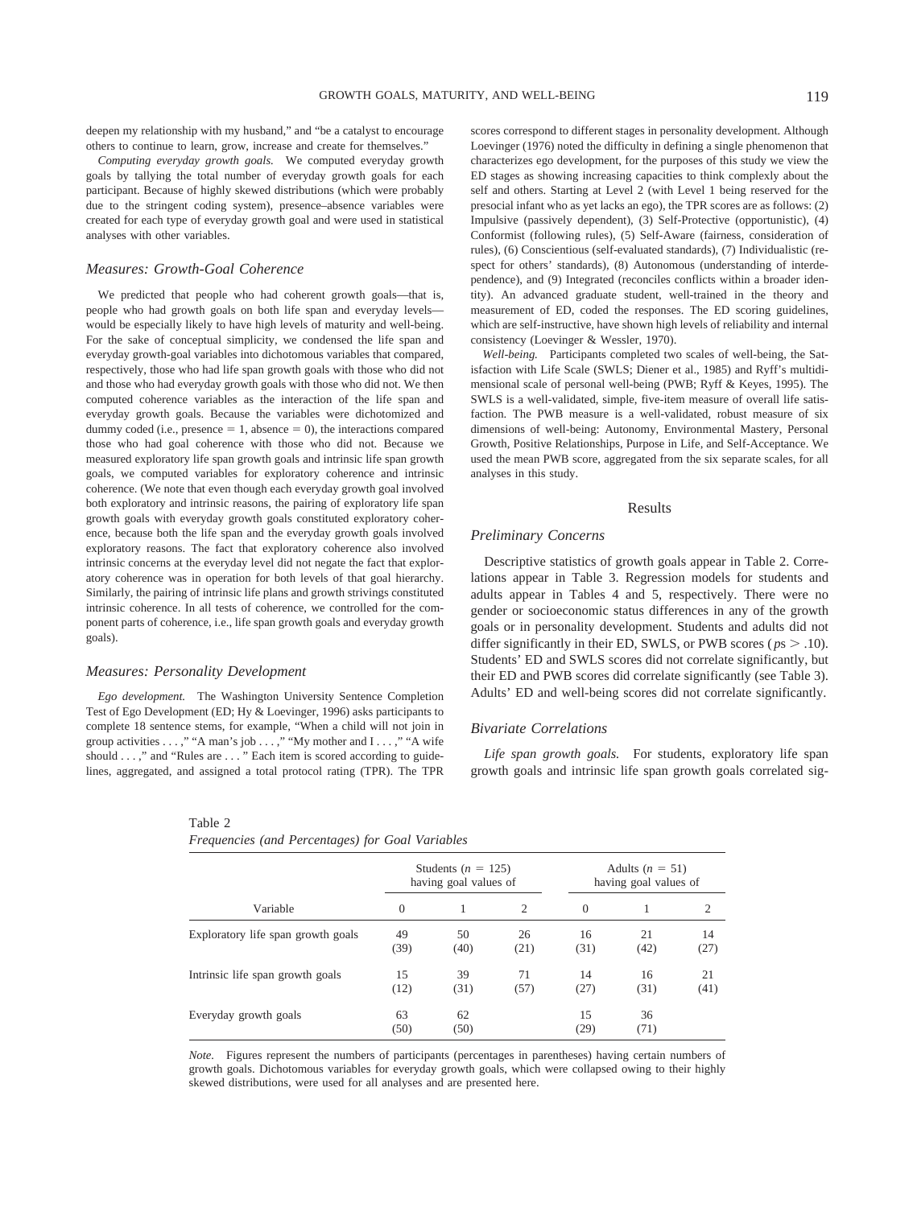deepen my relationship with my husband," and "be a catalyst to encourage others to continue to learn, grow, increase and create for themselves."

*Computing everyday growth goals.* We computed everyday growth goals by tallying the total number of everyday growth goals for each participant. Because of highly skewed distributions (which were probably due to the stringent coding system), presence–absence variables were created for each type of everyday growth goal and were used in statistical analyses with other variables.

### Measures: Growth-Goal Coherence

We predicted that people who had coherent growth goals—that is, people who had growth goals on both life span and everyday levels—would be especially likely to have high levels of maturity and well-being. For the sake of conceptual simplicity, we condensed the life span and everyday growth-goal variables into dichotomous variables that compared, respectively, those who had life span growth goals with those who did not and those who had everyday growth goals with those who did not. We then computed coherence variables as the interaction of the life span and everyday growth goals. Because the variables were dichotomized and dummy coded (i.e., presence = 1, absence = 0), the interactions compared those who had goal coherence with those who did not. Because we measured exploratory life span growth goals and intrinsic life span growth goals, we computed variables for exploratory coherence and intrinsic coherence. (We note that even though each everyday growth goal involved both exploratory and intrinsic reasons, the pairing of exploratory life span growth goals with everyday growth goals constituted exploratory coherence, because both the life span and the everyday growth goals involved exploratory reasons. The fact that exploratory coherence also involved intrinsic concerns at the everyday level did not negate the fact that exploratory coherence was in operation for both levels of that goal hierarchy. Similarly, the pairing of intrinsic life plans and growth strivings constituted intrinsic coherence. In all tests of coherence, we controlled for the component parts of coherence, i.e., life span growth goals and everyday growth goals).

### Measures: Personality Development

*Ego development.* The Washington University Sentence Completion Test of Ego Development (ED; Hy & Loevinger, 1996) asks participants to complete 18 sentence stems, for example, "When a child will not join in group activities . . . ," "A man's job . . . ," "My mother and I . . . ," "A wife should . . . ," and "Rules are . . . " Each item is scored according to guidelines, aggregated, and assigned a total protocol rating (TPR). The TPR scores correspond to different stages in personality development. Although Loevinger (1976) noted the difficulty in defining a single phenomenon that characterizes ego development, for the purposes of this study we view the ED stages as showing increasing capacities to think complexly about the self and others. Starting at Level 2 (with Level 1 being reserved for the presocial infant who as yet lacks an ego), the TPR scores are as follows: (2) Impulsive (passively dependent), (3) Self-Protective (opportunistic), (4) Conformist (following rules), (5) Self-Aware (fairness, consideration of rules), (6) Conscientious (self-evaluated standards), (7) Individualistic (respect for others' standards), (8) Autonomous (understanding of interdependence), and (9) Integrated (reconciles conflicts within a broader identity). An advanced graduate student, well-trained in the theory and measurement of ED, coded the responses. The ED scoring guidelines, which are self-instructive, have shown high levels of reliability and internal consistency (Loevinger & Wessler, 1970).

*Well-being.* Participants completed two scales of well-being, the Satisfaction with Life Scale (SWLS; Diener et al., 1985) and Ryff's multidimensional scale of personal well-being (PWB; Ryff & Keyes, 1995). The SWLS is a well-validated, simple, five-item measure of overall life satisfaction. The PWB measure is a well-validated, robust measure of six dimensions of well-being: Autonomy, Environmental Mastery, Personal Growth, Positive Relationships, Purpose in Life, and Self-Acceptance. We used the mean PWB score, aggregated from the six separate scales, for all analyses in this study.

## Results

### Preliminary Concerns

Descriptive statistics of growth goals appear in Table 2. Correlations appear in Table 3. Regression models for students and adults appear in Tables 4 and 5, respectively. There were no gender or socioeconomic status differences in any of the growth goals or in personality development. Students and adults did not differ significantly in their ED, SWLS, or PWB scores ($ps > .10$). Students' ED and SWLS scores did not correlate significantly, but their ED and PWB scores did correlate significantly (see Table 3). Adults' ED and well-being scores did not correlate significantly.

### Bivariate Correlations

*Life span growth goals.* For students, exploratory life span growth goals and intrinsic life span growth goals correlated sig-

Table 2
*Frequencies (and Percentages) for Goal Variables*

| | Students ($n$ = 125) having goal values of | | | Adults ($n$ = 51) having goal values of | | |
|---|---|---|---|---|---|---|
| Variable | 0 | 1 | 2 | 0 | 1 | 2 |
| Exploratory life span growth goals | 49 (39) | 50 (40) | 26 (21) | 16 (31) | 21 (42) | 14 (27) |
| Intrinsic life span growth goals | 15 (12) | 39 (31) | 71 (57) | 14 (27) | 16 (31) | 21 (41) |
| Everyday growth goals | 63 (50) | 62 (50) | | 15 (29) | 36 (71) | |

*Note.* Figures represent the numbers of participants (percentages in parentheses) having certain numbers of growth goals. Dichotomous variables for everyday growth goals, which were collapsed owing to their highly skewed distributions, were used for all analyses and are presented here.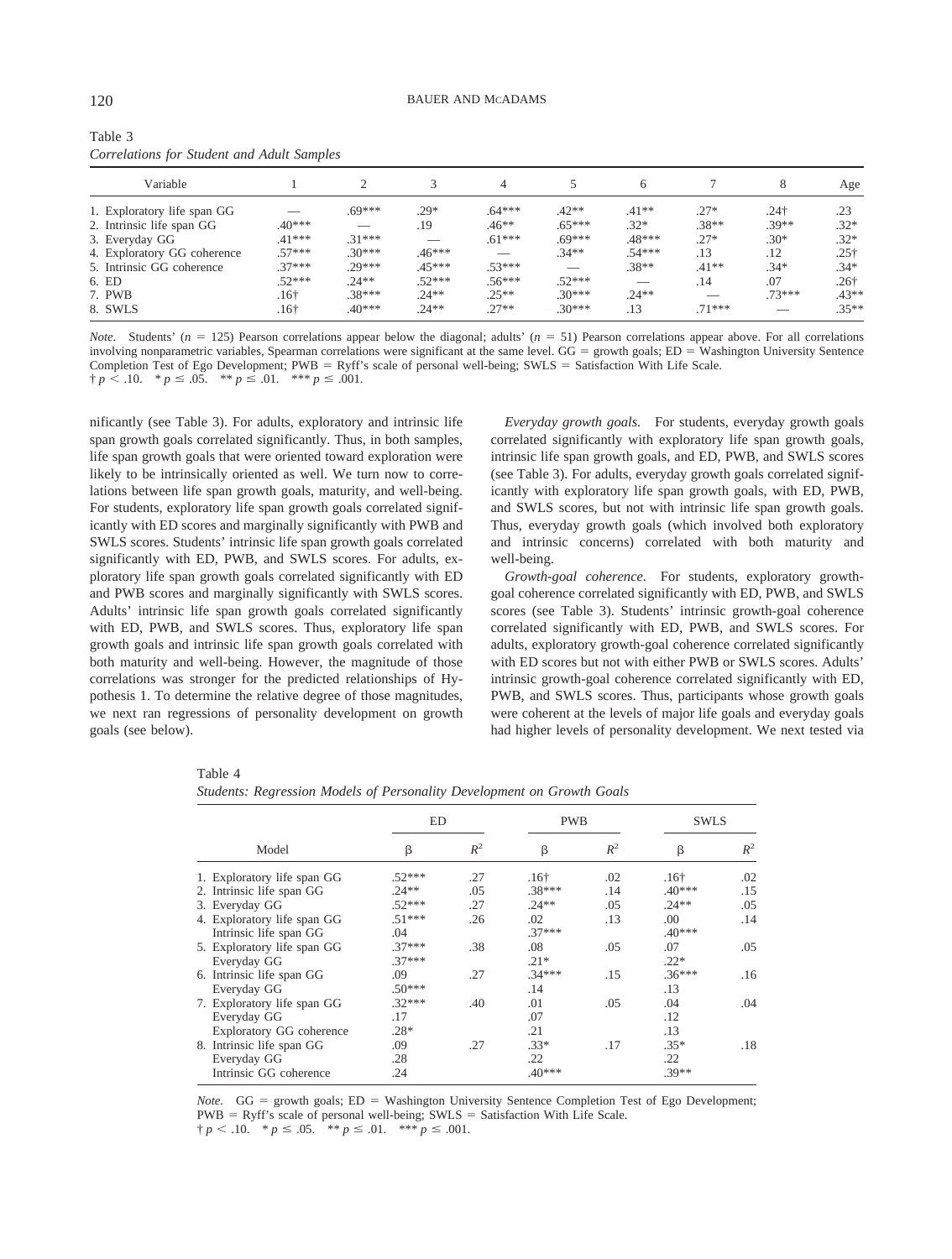Table 3
*Correlations for Student and Adult Samples*

| Variable | 1 | 2 | 3 | 4 | 5 | 6 | 7 | 8 | Age |
|---|---|---|---|---|---|---|---|---|---|
| 1. Exploratory life span GG | — | .69*** | .29* | .64*** | .42** | .41** | .27* | .24† | .23 |
| 2. Intrinsic life span GG | .40*** | — | .19 | .46** | .65*** | .32* | .38** | .39** | .32* |
| 3. Everyday GG | .41*** | .31*** | — | .61*** | .69*** | .48*** | .27* | .30* | .32* |
| 4. Exploratory GG coherence | .57*** | .30*** | .46*** | — | .34** | .54*** | .13 | .12 | .25† |
| 5. Intrinsic GG coherence | .37*** | .29*** | .45*** | .53*** | — | .38** | .41** | .34* | .34* |
| 6. ED | .52*** | .24** | .52*** | .56*** | .52*** | — | .14 | .07 | .26† |
| 7. PWB | .16† | .38*** | .24** | .25** | .30*** | .24** | — | .73*** | .43** |
| 8. SWLS | .16† | .40*** | .24** | .27** | .30*** | .13 | .71*** | — | .35** |

*Note.* Students' ($n$ = 125) Pearson correlations appear below the diagonal; adults' ($n$ = 51) Pearson correlations appear above. For all correlations involving nonparametric variables, Spearman correlations were significant at the same level. GG = growth goals; ED = Washington University Sentence Completion Test of Ego Development; PWB = Ryff's scale of personal well-being; SWLS = Satisfaction With Life Scale.
† $p < .10$. * $p \leq .05$. ** $p \leq .01$. *** $p \leq .001$.

nificantly (see Table 3). For adults, exploratory and intrinsic life span growth goals correlated significantly. Thus, in both samples, life span growth goals that were oriented toward exploration were likely to be intrinsically oriented as well. We turn now to correlations between life span growth goals, maturity, and well-being. For students, exploratory life span growth goals correlated significantly with ED scores and marginally significantly with PWB and SWLS scores. Students' intrinsic life span growth goals correlated significantly with ED, PWB, and SWLS scores. For adults, exploratory life span growth goals correlated significantly with ED and PWB scores and marginally significantly with SWLS scores. Adults' intrinsic life span growth goals correlated significantly with ED, PWB, and SWLS scores. Thus, exploratory life span growth goals and intrinsic life span growth goals correlated with both maturity and well-being. However, the magnitude of those correlations was stronger for the predicted relationships of Hypothesis 1. To determine the relative degree of those magnitudes, we next ran regressions of personality development on growth goals (see below).

*Everyday growth goals.* For students, everyday growth goals correlated significantly with exploratory life span growth goals, intrinsic life span growth goals, and ED, PWB, and SWLS scores (see Table 3). For adults, everyday growth goals correlated significantly with exploratory life span growth goals, with ED, PWB, and SWLS scores, but not with intrinsic life span growth goals. Thus, everyday growth goals (which involved both exploratory and intrinsic concerns) correlated with both maturity and well-being.

*Growth-goal coherence.* For students, exploratory growth-goal coherence correlated significantly with ED, PWB, and SWLS scores (see Table 3). Students' intrinsic growth-goal coherence correlated significantly with ED, PWB, and SWLS scores. For adults, exploratory growth-goal coherence correlated significantly with ED scores but not with either PWB or SWLS scores. Adults' intrinsic growth-goal coherence correlated significantly with ED, PWB, and SWLS scores. Thus, participants whose growth goals were coherent at the levels of major life goals and everyday goals had higher levels of personality development. We next tested via

Table 4
*Students: Regression Models of Personality Development on Growth Goals*

| Model | ED | | PWB | | SWLS | |
|---|---|---|---|---|---|---|
| | β | $R^2$ | β | $R^2$ | β | $R^2$ |
| 1. Exploratory life span GG | .52*** | .27 | .16† | .02 | .16† | .02 |
| 2. Intrinsic life span GG | .24** | .05 | .38*** | .14 | .40*** | .15 |
| 3. Everyday GG | .52*** | .27 | .24** | .05 | .24** | .05 |
| 4. Exploratory life span GG | .51*** | .26 | .02 | .13 | .00 | .14 |
| Intrinsic life span GG | .04 | | .37*** | | .40*** | |
| 5. Exploratory life span GG | .37*** | .38 | .08 | .05 | .07 | .05 |
| Everyday GG | .37*** | | .21* | | .22* | |
| 6. Intrinsic life span GG | .09 | .27 | .34*** | .15 | .36*** | .16 |
| Everyday GG | .50*** | | .14 | | .13 | |
| 7. Exploratory life span GG | .32*** | .40 | .01 | .05 | .04 | .04 |
| Everyday GG | .17 | | .07 | | .12 | |
| Exploratory GG coherence | .28* | | .21 | | .13 | |
| 8. Intrinsic life span GG | .09 | .27 | .33* | .17 | .35* | .18 |
| Everyday GG | .28 | | .22 | | .22 | |
| Intrinsic GG coherence | .24 | | .40*** | | .39** | |

*Note.* GG = growth goals; ED = Washington University Sentence Completion Test of Ego Development; PWB = Ryff's scale of personal well-being; SWLS = Satisfaction With Life Scale.
† $p < .10$. * $p \leq .05$. ** $p \leq .01$. *** $p \leq .001$.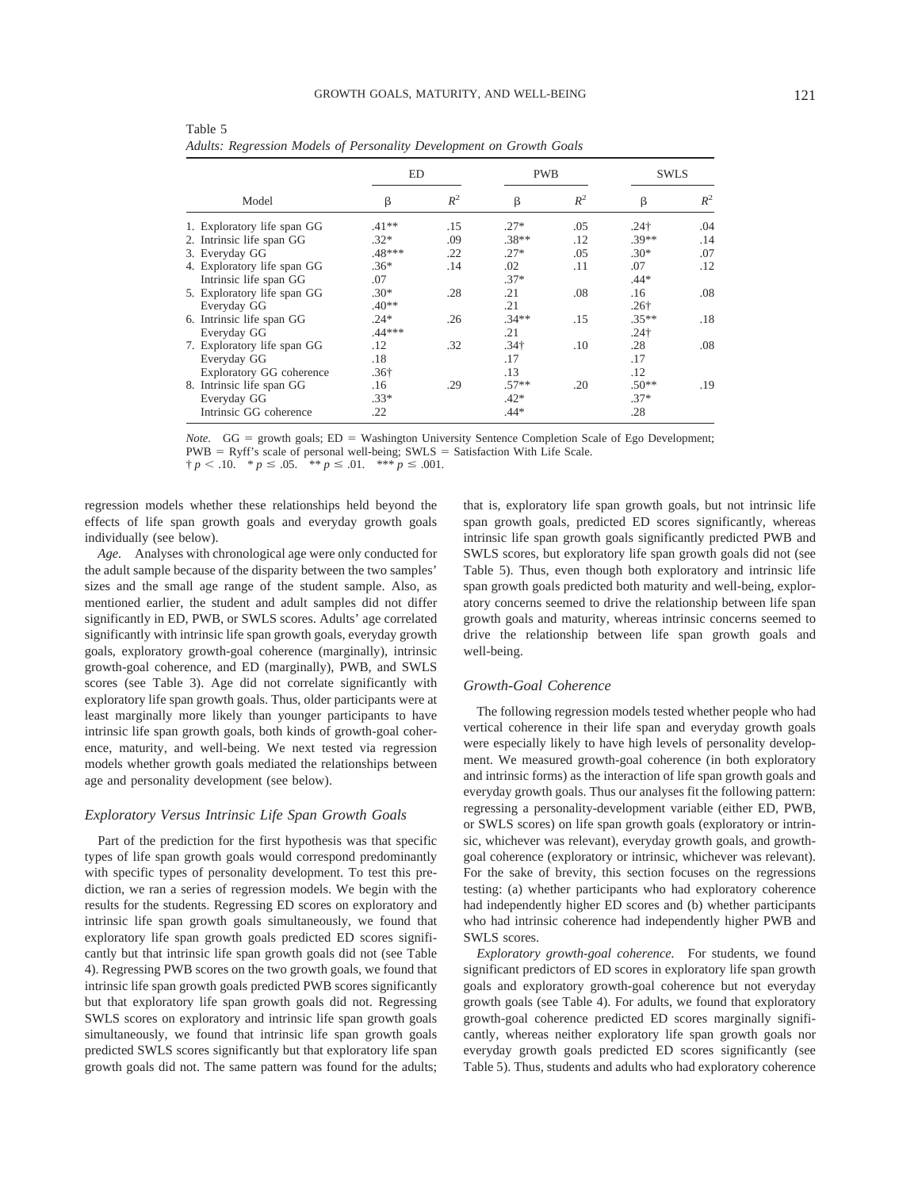Table 5
*Adults: Regression Models of Personality Development on Growth Goals*

| Model | ED β | ED $R^2$ | PWB β | PWB $R^2$ | SWLS β | SWLS $R^2$ |
|---|---|---|---|---|---|---|
| 1. Exploratory life span GG | .41** | .15 | .27* | .05 | .24† | .04 |
| 2. Intrinsic life span GG | .32* | .09 | .38** | .12 | .39** | .14 |
| 3. Everyday GG | .48*** | .22 | .27* | .05 | .30* | .07 |
| 4. Exploratory life span GG | .36* | .14 | .02 | .11 | .07 | .12 |
| Intrinsic life span GG | .07 | | .37* | | .44* | |
| 5. Exploratory life span GG | .30* | .28 | .21 | .08 | .16 | .08 |
| Everyday GG | .40** | | .21 | | .26† | |
| 6. Intrinsic life span GG | .24* | .26 | .34** | .15 | .35** | .18 |
| Everyday GG | .44*** | | .21 | | .24† | |
| 7. Exploratory life span GG | .12 | .32 | .34† | .10 | .28 | .08 |
| Everyday GG | .18 | | .17 | | .17 | |
| Exploratory GG coherence | .36† | | .13 | | .12 | |
| 8. Intrinsic life span GG | .16 | .29 | .57** | .20 | .50** | .19 |
| Everyday GG | .33* | | .42* | | .37* | |
| Intrinsic GG coherence | .22 | | .44* | | .28 | |

*Note.* GG = growth goals; ED = Washington University Sentence Completion Scale of Ego Development; PWB = Ryff's scale of personal well-being; SWLS = Satisfaction With Life Scale.
† $p < .10$. * $p \leq .05$. ** $p \leq .01$. *** $p \leq .001$.

regression models whether these relationships held beyond the effects of life span growth goals and everyday growth goals individually (see below).

*Age.* Analyses with chronological age were only conducted for the adult sample because of the disparity between the two samples' sizes and the small age range of the student sample. Also, as mentioned earlier, the student and adult samples did not differ significantly in ED, PWB, or SWLS scores. Adults' age correlated significantly with intrinsic life span growth goals, everyday growth goals, exploratory growth-goal coherence (marginally), intrinsic growth-goal coherence, and ED (marginally), PWB, and SWLS scores (see Table 3). Age did not correlate significantly with exploratory life span growth goals. Thus, older participants were at least marginally more likely than younger participants to have intrinsic life span growth goals, both kinds of growth-goal coherence, maturity, and well-being. We next tested via regression models whether growth goals mediated the relationships between age and personality development (see below).

### Exploratory Versus Intrinsic Life Span Growth Goals

Part of the prediction for the first hypothesis was that specific types of life span growth goals would correspond predominantly with specific types of personality development. To test this prediction, we ran a series of regression models. We begin with the results for the students. Regressing ED scores on exploratory and intrinsic life span growth goals simultaneously, we found that exploratory life span growth goals predicted ED scores significantly but that intrinsic life span growth goals did not (see Table 4). Regressing PWB scores on the two growth goals, we found that intrinsic life span growth goals predicted PWB scores significantly but that exploratory life span growth goals did not. Regressing SWLS scores on exploratory and intrinsic life span growth goals simultaneously, we found that intrinsic life span growth goals predicted SWLS scores significantly but that exploratory life span growth goals did not. The same pattern was found for the adults; that is, exploratory life span growth goals, but not intrinsic life span growth goals, predicted ED scores significantly, whereas intrinsic life span growth goals significantly predicted PWB and SWLS scores, but exploratory life span growth goals did not (see Table 5). Thus, even though both exploratory and intrinsic life span growth goals predicted both maturity and well-being, exploratory concerns seemed to drive the relationship between life span growth goals and maturity, whereas intrinsic concerns seemed to drive the relationship between life span growth goals and well-being.

### Growth-Goal Coherence

The following regression models tested whether people who had vertical coherence in their life span and everyday growth goals were especially likely to have high levels of personality development. We measured growth-goal coherence (in both exploratory and intrinsic forms) as the interaction of life span growth goals and everyday growth goals. Thus our analyses fit the following pattern: regressing a personality-development variable (either ED, PWB, or SWLS scores) on life span growth goals (exploratory or intrinsic, whichever was relevant), everyday growth goals, and growth-goal coherence (exploratory or intrinsic, whichever was relevant). For the sake of brevity, this section focuses on the regressions testing: (a) whether participants who had exploratory coherence had independently higher ED scores and (b) whether participants who had intrinsic coherence had independently higher PWB and SWLS scores.

*Exploratory growth-goal coherence.* For students, we found significant predictors of ED scores in exploratory life span growth goals and exploratory growth-goal coherence but not everyday growth goals (see Table 4). For adults, we found that exploratory growth-goal coherence predicted ED scores marginally significantly, whereas neither exploratory life span growth goals nor everyday growth goals predicted ED scores significantly (see Table 5). Thus, students and adults who had exploratory coherence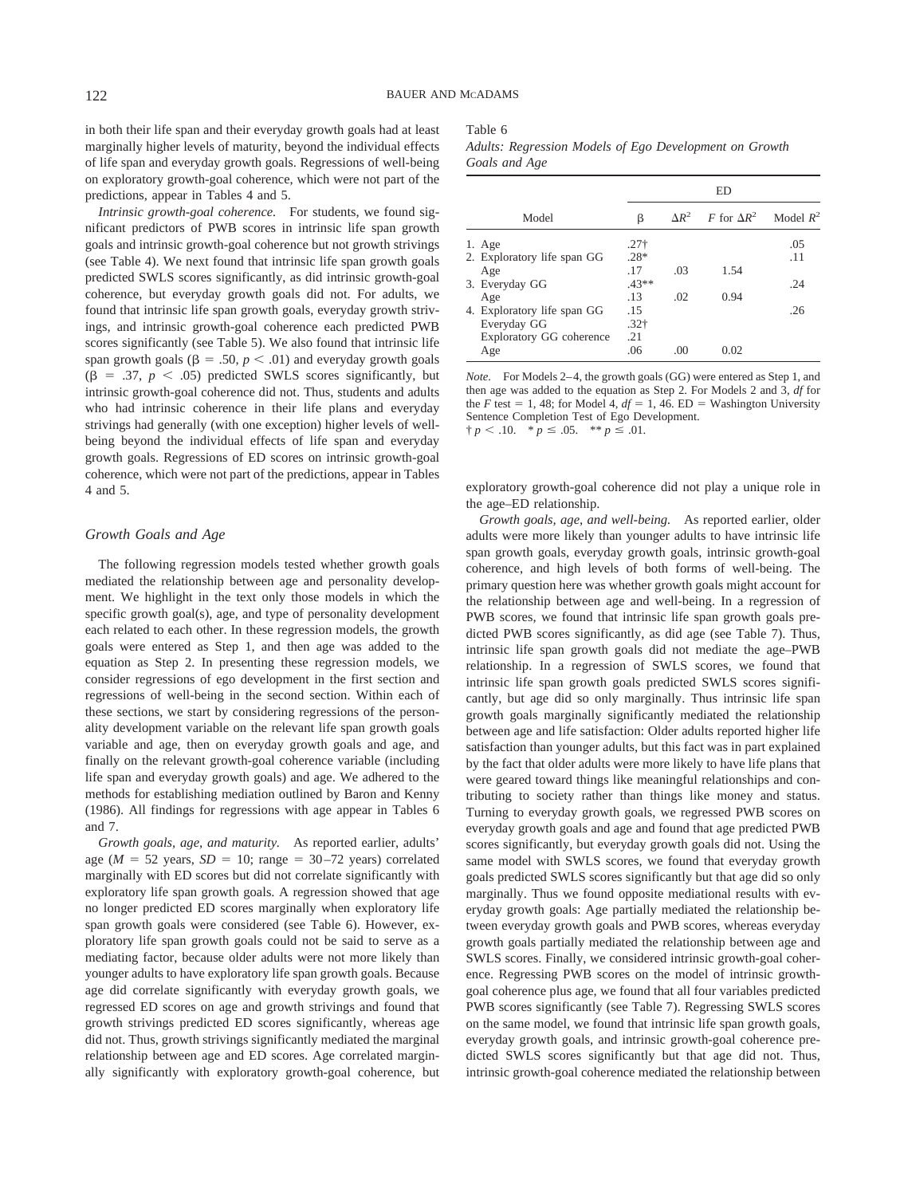in both their life span and their everyday growth goals had at least marginally higher levels of maturity, beyond the individual effects of life span and everyday growth goals. Regressions of well-being on exploratory growth-goal coherence, which were not part of the predictions, appear in Tables 4 and 5.

*Intrinsic growth-goal coherence.* For students, we found significant predictors of PWB scores in intrinsic life span growth goals and intrinsic growth-goal coherence but not growth strivings (see Table 4). We next found that intrinsic life span growth goals predicted SWLS scores significantly, as did intrinsic growth-goal coherence, but everyday growth goals did not. For adults, we found that intrinsic life span growth goals, everyday growth strivings, and intrinsic growth-goal coherence each predicted PWB scores significantly (see Table 5). We also found that intrinsic life span growth goals ($\beta = .50$, $p < .01$) and everyday growth goals ($\beta = .37$, $p < .05$) predicted SWLS scores significantly, but intrinsic growth-goal coherence did not. Thus, students and adults who had intrinsic coherence in their life plans and everyday strivings had generally (with one exception) higher levels of well-being beyond the individual effects of life span and everyday growth goals. Regressions of ED scores on intrinsic growth-goal coherence, which were not part of the predictions, appear in Tables 4 and 5.

## Growth Goals and Age

The following regression models tested whether growth goals mediated the relationship between age and personality development. We highlight in the text only those models in which the specific growth goal(s), age, and type of personality development each related to each other. In these regression models, the growth goals were entered as Step 1, and then age was added to the equation as Step 2. In presenting these regression models, we consider regressions of ego development in the first section and regressions of well-being in the second section. Within each of these sections, we start by considering regressions of the personality development variable on the relevant life span growth goals variable and age, then on everyday growth goals and age, and finally on the relevant growth-goal coherence variable (including life span and everyday growth goals) and age. We adhered to the methods for establishing mediation outlined by Baron and Kenny (1986). All findings for regressions with age appear in Tables 6 and 7.

*Growth goals, age, and maturity.* As reported earlier, adults' age ($M = 52$ years, $SD = 10$; range = 30–72 years) correlated marginally with ED scores but did not correlate significantly with exploratory life span growth goals. A regression showed that age no longer predicted ED scores marginally when exploratory life span growth goals were considered (see Table 6). However, exploratory life span growth goals could not be said to serve as a mediating factor, because older adults were not more likely than younger adults to have exploratory life span growth goals. Because age did correlate significantly with everyday growth goals, we regressed ED scores on age and growth strivings and found that growth strivings predicted ED scores significantly, whereas age did not. Thus, growth strivings significantly mediated the marginal relationship between age and ED scores. Age correlated marginally significantly with exploratory growth-goal coherence, but exploratory growth-goal coherence did not play a unique role in the age–ED relationship.

Table 6
*Adults: Regression Models of Ego Development on Growth Goals and Age*

| Model | ED | | | |
|---|---|---|---|---|
| | β | $\Delta R^2$ | $F$ for $\Delta R^2$ | Model $R^2$ |
| 1. Age | .27† | | | .05 |
| 2. Exploratory life span GG | .28* | | | .11 |
| Age | .17 | .03 | 1.54 | |
| 3. Everyday GG | .43** | | | .24 |
| Age | .13 | .02 | 0.94 | |
| 4. Exploratory life span GG | .15 | | | .26 |
| Everyday GG | .32† | | | |
| Exploratory GG coherence | .21 | | | |
| Age | .06 | .00 | 0.02 | |

*Note.* For Models 2–4, the growth goals (GG) were entered as Step 1, and then age was added to the equation as Step 2. For Models 2 and 3, *df* for the $F$ test = 1, 48; for Model 4, $df$ = 1, 46. ED = Washington University Sentence Completion Test of Ego Development.
† $p < .10$. * $p \leq .05$. ** $p \leq .01$.

*Growth goals, age, and well-being.* As reported earlier, older adults were more likely than younger adults to have intrinsic life span growth goals, everyday growth goals, intrinsic growth-goal coherence, and high levels of both forms of well-being. The primary question here was whether growth goals might account for the relationship between age and well-being. In a regression of PWB scores, we found that intrinsic life span growth goals predicted PWB scores significantly, as did age (see Table 7). Thus, intrinsic life span growth goals did not mediate the age–PWB relationship. In a regression of SWLS scores, we found that intrinsic life span growth goals predicted SWLS scores significantly, but age did so only marginally. Thus intrinsic life span growth goals marginally significantly mediated the relationship between age and life satisfaction: Older adults reported higher life satisfaction than younger adults, but this fact was in part explained by the fact that older adults were more likely to have life plans that were geared toward things like meaningful relationships and contributing to society rather than things like money and status. Turning to everyday growth goals, we regressed PWB scores on everyday growth goals and age and found that age predicted PWB scores significantly, but everyday growth goals did not. Using the same model with SWLS scores, we found that everyday growth goals predicted SWLS scores significantly but that age did so only marginally. Thus we found opposite mediational results with everyday growth goals: Age partially mediated the relationship between everyday growth goals and PWB scores, whereas everyday growth goals partially mediated the relationship between age and SWLS scores. Finally, we considered intrinsic growth-goal coherence. Regressing PWB scores on the model of intrinsic growth-goal coherence plus age, we found that all four variables predicted PWB scores significantly (see Table 7). Regressing SWLS scores on the same model, we found that intrinsic life span growth goals, everyday growth goals, and intrinsic growth-goal coherence predicted SWLS scores significantly but that age did not. Thus, intrinsic growth-goal coherence mediated the relationship between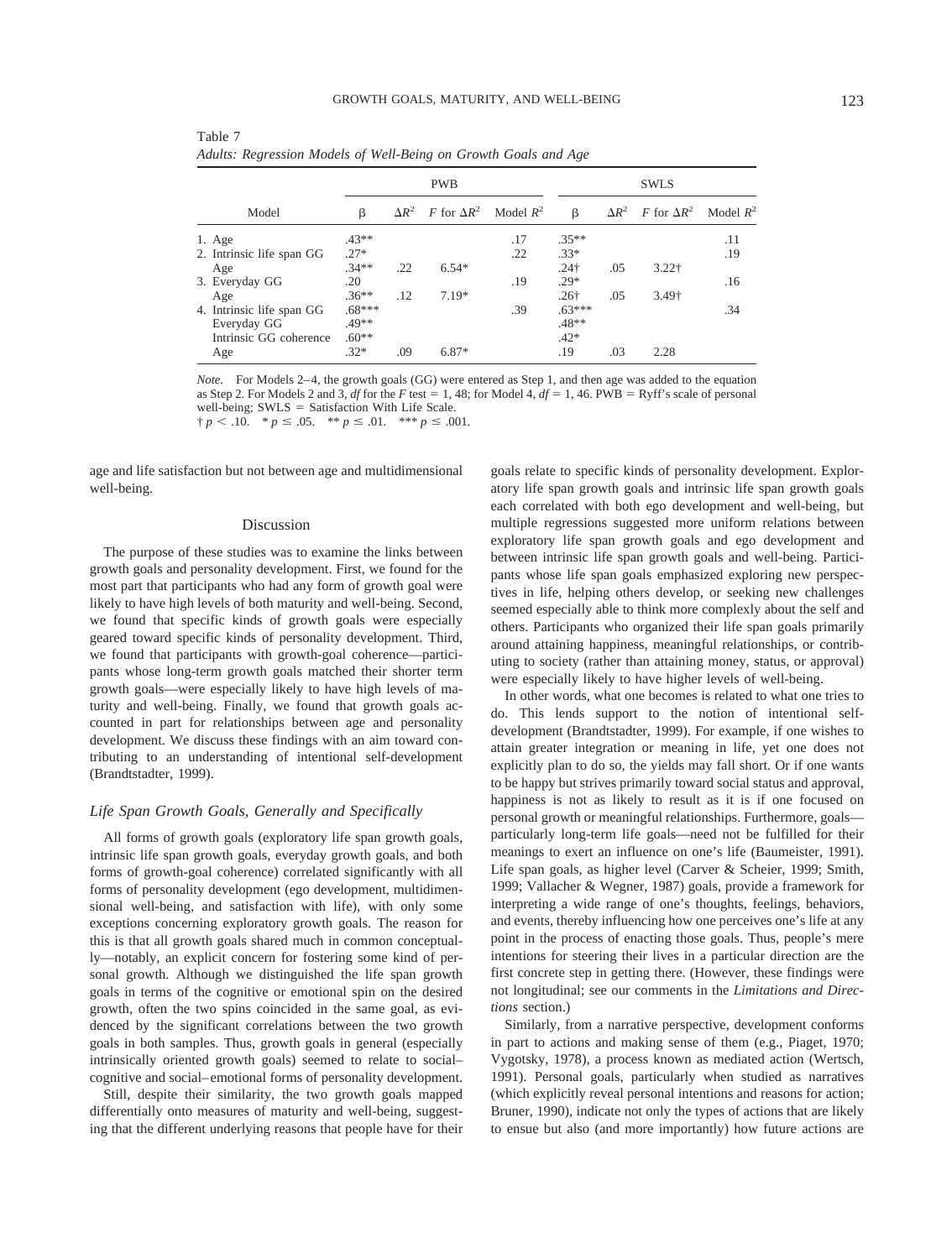Table 7
*Adults: Regression Models of Well-Being on Growth Goals and Age*

| Model | PWB | | | | SWLS | | | |
|---|---|---|---|---|---|---|---|---|
| | β | $\Delta R^2$ | $F$ for $\Delta R^2$ | Model $R^2$ | β | $\Delta R^2$ | $F$ for $\Delta R^2$ | Model $R^2$ |
| 1. Age | .43** | | | .17 | .35** | | | .11 |
| 2. Intrinsic life span GG | .27* | | | .22 | .33* | | | .19 |
| Age | .34** | .22 | 6.54* | | .24† | .05 | 3.22† | |
| 3. Everyday GG | .20 | | | .19 | .29* | | | .16 |
| Age | .36** | .12 | 7.19* | | .26† | .05 | 3.49† | |
| 4. Intrinsic life span GG | .68*** | | | .39 | .63*** | | | .34 |
| Everyday GG | .49** | | | | .48** | | | |
| Intrinsic GG coherence | .60** | | | | .42* | | | |
| Age | .32* | .09 | 6.87* | | .19 | .03 | 2.28 | |

*Note.* For Models 2–4, the growth goals (GG) were entered as Step 1, and then age was added to the equation as Step 2. For Models 2 and 3, *df* for the *F* test = 1, 48; for Model 4, *df* = 1, 46. PWB = Ryff's scale of personal well-being; SWLS = Satisfaction With Life Scale.
† $p < .10$. * $p \leq .05$. ** $p \leq .01$. *** $p \leq .001$.

age and life satisfaction but not between age and multidimensional well-being.

## Discussion

The purpose of these studies was to examine the links between growth goals and personality development. First, we found for the most part that participants who had any form of growth goal were likely to have high levels of both maturity and well-being. Second, we found that specific kinds of growth goals were especially geared toward specific kinds of personality development. Third, we found that participants with growth-goal coherence—participants whose long-term growth goals matched their shorter term growth goals—were especially likely to have high levels of maturity and well-being. Finally, we found that growth goals accounted in part for relationships between age and personality development. We discuss these findings with an aim toward contributing to an understanding of intentional self-development (Brandtstadter, 1999).

### *Life Span Growth Goals, Generally and Specifically*

All forms of growth goals (exploratory life span growth goals, intrinsic life span growth goals, everyday growth goals, and both forms of growth-goal coherence) correlated significantly with all forms of personality development (ego development, multidimensional well-being, and satisfaction with life), with only some exceptions concerning exploratory growth goals. The reason for this is that all growth goals shared much in common conceptually—notably, an explicit concern for fostering some kind of personal growth. Although we distinguished the life span growth goals in terms of the cognitive or emotional spin on the desired growth, often the two spins coincided in the same goal, as evidenced by the significant correlations between the two growth goals in both samples. Thus, growth goals in general (especially intrinsically oriented growth goals) seemed to relate to social–cognitive and social–emotional forms of personality development.

Still, despite their similarity, the two growth goals mapped differentially onto measures of maturity and well-being, suggesting that the different underlying reasons that people have for their goals relate to specific kinds of personality development. Exploratory life span growth goals and intrinsic life span growth goals each correlated with both ego development and well-being, but multiple regressions suggested more uniform relations between exploratory life span growth goals and ego development and between intrinsic life span growth goals and well-being. Participants whose life span goals emphasized exploring new perspectives in life, helping others develop, or seeking new challenges seemed especially able to think more complexly about the self and others. Participants who organized their life span goals primarily around attaining happiness, meaningful relationships, or contributing to society (rather than attaining money, status, or approval) were especially likely to have higher levels of well-being.

In other words, what one becomes is related to what one tries to do. This lends support to the notion of intentional self-development (Brandtstadter, 1999). For example, if one wishes to attain greater integration or meaning in life, yet one does not explicitly plan to do so, the yields may fall short. Or if one wants to be happy but strives primarily toward social status and approval, happiness is not as likely to result as it is if one focused on personal growth or meaningful relationships. Furthermore, goals—particularly long-term life goals—need not be fulfilled for their meanings to exert an influence on one's life (Baumeister, 1991). Life span goals, as higher level (Carver & Scheier, 1999; Smith, 1999; Vallacher & Wegner, 1987) goals, provide a framework for interpreting a wide range of one's thoughts, feelings, behaviors, and events, thereby influencing how one perceives one's life at any point in the process of enacting those goals. Thus, people's mere intentions for steering their lives in a particular direction are the first concrete step in getting there. (However, these findings were not longitudinal; see our comments in the *Limitations and Directions* section.)

Similarly, from a narrative perspective, development conforms in part to actions and making sense of them (e.g., Piaget, 1970; Vygotsky, 1978), a process known as mediated action (Wertsch, 1991). Personal goals, particularly when studied as narratives (which explicitly reveal personal intentions and reasons for action; Bruner, 1990), indicate not only the types of actions that are likely to ensue but also (and more importantly) how future actions are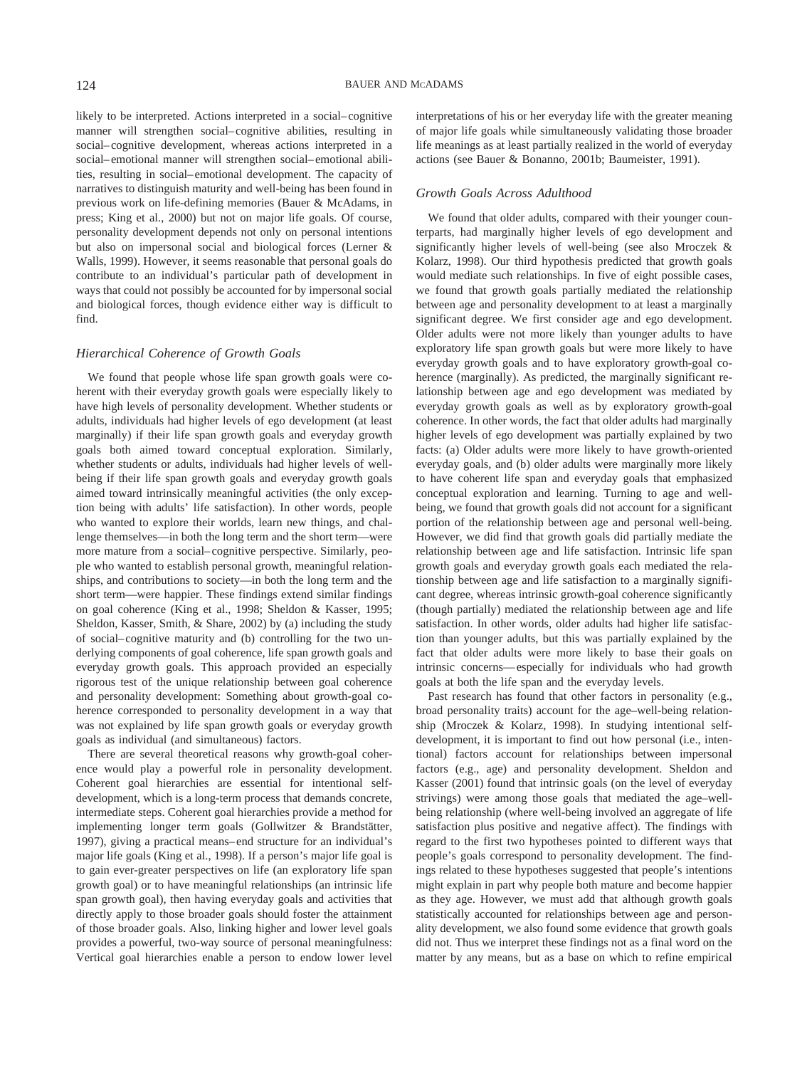likely to be interpreted. Actions interpreted in a social–cognitive manner will strengthen social–cognitive abilities, resulting in social–cognitive development, whereas actions interpreted in a social–emotional manner will strengthen social–emotional abilities, resulting in social–emotional development. The capacity of narratives to distinguish maturity and well-being has been found in previous work on life-defining memories (Bauer & McAdams, in press; King et al., 2000) but not on major life goals. Of course, personality development depends not only on personal intentions but also on impersonal social and biological forces (Lerner & Walls, 1999). However, it seems reasonable that personal goals do contribute to an individual's particular path of development in ways that could not possibly be accounted for by impersonal social and biological forces, though evidence either way is difficult to find.

### *Hierarchical Coherence of Growth Goals*

We found that people whose life span growth goals were coherent with their everyday growth goals were especially likely to have high levels of personality development. Whether students or adults, individuals had higher levels of ego development (at least marginally) if their life span growth goals and everyday growth goals both aimed toward conceptual exploration. Similarly, whether students or adults, individuals had higher levels of well-being if their life span growth goals and everyday growth goals aimed toward intrinsically meaningful activities (the only exception being with adults' life satisfaction). In other words, people who wanted to explore their worlds, learn new things, and challenge themselves—in both the long term and the short term—were more mature from a social–cognitive perspective. Similarly, people who wanted to establish personal growth, meaningful relationships, and contributions to society—in both the long term and the short term—were happier. These findings extend similar findings on goal coherence (King et al., 1998; Sheldon & Kasser, 1995; Sheldon, Kasser, Smith, & Share, 2002) by (a) including the study of social–cognitive maturity and (b) controlling for the two underlying components of goal coherence, life span growth goals and everyday growth goals. This approach provided an especially rigorous test of the unique relationship between goal coherence and personality development: Something about growth-goal coherence corresponded to personality development in a way that was not explained by life span growth goals or everyday growth goals as individual (and simultaneous) factors.

There are several theoretical reasons why growth-goal coherence would play a powerful role in personality development. Coherent goal hierarchies are essential for intentional self-development, which is a long-term process that demands concrete, intermediate steps. Coherent goal hierarchies provide a method for implementing longer term goals (Gollwitzer & Brandstätter, 1997), giving a practical means–end structure for an individual's major life goals (King et al., 1998). If a person's major life goal is to gain ever-greater perspectives on life (an exploratory life span growth goal) or to have meaningful relationships (an intrinsic life span growth goal), then having everyday goals and activities that directly apply to those broader goals should foster the attainment of those broader goals. Also, linking higher and lower level goals provides a powerful, two-way source of personal meaningfulness: Vertical goal hierarchies enable a person to endow lower level interpretations of his or her everyday life with the greater meaning of major life goals while simultaneously validating those broader life meanings as at least partially realized in the world of everyday actions (see Bauer & Bonanno, 2001b; Baumeister, 1991).

### *Growth Goals Across Adulthood*

We found that older adults, compared with their younger counterparts, had marginally higher levels of ego development and significantly higher levels of well-being (see also Mroczek & Kolarz, 1998). Our third hypothesis predicted that growth goals would mediate such relationships. In five of eight possible cases, we found that growth goals partially mediated the relationship between age and personality development to at least a marginally significant degree. We first consider age and ego development. Older adults were not more likely than younger adults to have exploratory life span growth goals but were more likely to have everyday growth goals and to have exploratory growth-goal coherence (marginally). As predicted, the marginally significant relationship between age and ego development was mediated by everyday growth goals as well as by exploratory growth-goal coherence. In other words, the fact that older adults had marginally higher levels of ego development was partially explained by two facts: (a) Older adults were more likely to have growth-oriented everyday goals, and (b) older adults were marginally more likely to have coherent life span and everyday goals that emphasized conceptual exploration and learning. Turning to age and well-being, we found that growth goals did not account for a significant portion of the relationship between age and personal well-being. However, we did find that growth goals did partially mediate the relationship between age and life satisfaction. Intrinsic life span growth goals and everyday growth goals each mediated the relationship between age and life satisfaction to a marginally significant degree, whereas intrinsic growth-goal coherence significantly (though partially) mediated the relationship between age and life satisfaction. In other words, older adults had higher life satisfaction than younger adults, but this was partially explained by the fact that older adults were more likely to base their goals on intrinsic concerns—especially for individuals who had growth goals at both the life span and the everyday levels.

Past research has found that other factors in personality (e.g., broad personality traits) account for the age–well-being relationship (Mroczek & Kolarz, 1998). In studying intentional self-development, it is important to find out how personal (i.e., intentional) factors account for relationships between impersonal factors (e.g., age) and personality development. Sheldon and Kasser (2001) found that intrinsic goals (on the level of everyday strivings) were among those goals that mediated the age–well-being relationship (where well-being involved an aggregate of life satisfaction plus positive and negative affect). The findings with regard to the first two hypotheses pointed to different ways that people's goals correspond to personality development. The findings related to these hypotheses suggested that people's intentions might explain in part why people both mature and become happier as they age. However, we must add that although growth goals statistically accounted for relationships between age and personality development, we also found some evidence that growth goals did not. Thus we interpret these findings not as a final word on the matter by any means, but as a base on which to refine empirical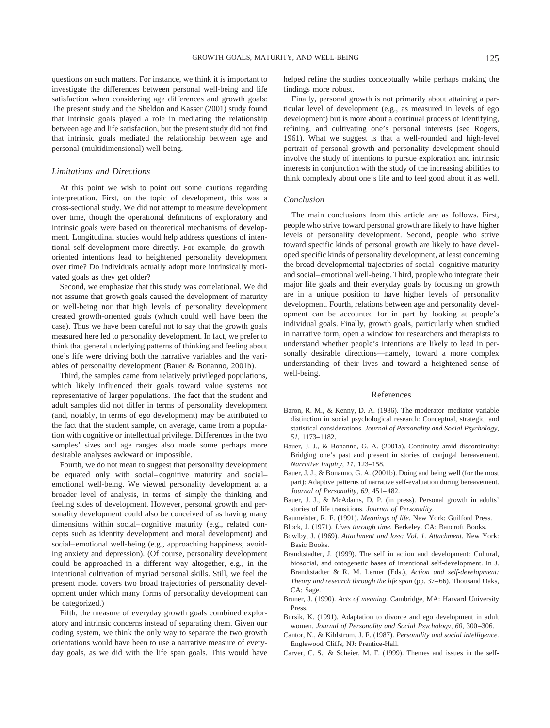questions on such matters. For instance, we think it is important to investigate the differences between personal well-being and life satisfaction when considering age differences and growth goals: The present study and the Sheldon and Kasser (2001) study found that intrinsic goals played a role in mediating the relationship between age and life satisfaction, but the present study did not find that intrinsic goals mediated the relationship between age and personal (multidimensional) well-being.

### *Limitations and Directions*

At this point we wish to point out some cautions regarding interpretation. First, on the topic of development, this was a cross-sectional study. We did not attempt to measure development over time, though the operational definitions of exploratory and intrinsic goals were based on theoretical mechanisms of development. Longitudinal studies would help address questions of intentional self-development more directly. For example, do growth-oriented intentions lead to heightened personality development over time? Do individuals actually adopt more intrinsically motivated goals as they get older?

Second, we emphasize that this study was correlational. We did not assume that growth goals caused the development of maturity or well-being nor that high levels of personality development created growth-oriented goals (which could well have been the case). Thus we have been careful not to say that the growth goals measured here led to personality development. In fact, we prefer to think that general underlying patterns of thinking and feeling about one's life were driving both the narrative variables and the variables of personality development (Bauer & Bonanno, 2001b).

Third, the samples came from relatively privileged populations, which likely influenced their goals toward value systems not representative of larger populations. The fact that the student and adult samples did not differ in terms of personality development (and, notably, in terms of ego development) may be attributed to the fact that the student sample, on average, came from a population with cognitive or intellectual privilege. Differences in the two samples' sizes and age ranges also made some perhaps more desirable analyses awkward or impossible.

Fourth, we do not mean to suggest that personality development be equated only with social–cognitive maturity and social–emotional well-being. We viewed personality development at a broader level of analysis, in terms of simply the thinking and feeling sides of development. However, personal growth and personality development could also be conceived of as having many dimensions within social–cognitive maturity (e.g., related concepts such as identity development and moral development) and social–emotional well-being (e.g., approaching happiness, avoiding anxiety and depression). (Of course, personality development could be approached in a different way altogether, e.g., in the intentional cultivation of myriad personal skills. Still, we feel the present model covers two broad trajectories of personality development under which many forms of personality development can be categorized.)

Fifth, the measure of everyday growth goals combined exploratory and intrinsic concerns instead of separating them. Given our coding system, we think the only way to separate the two growth orientations would have been to use a narrative measure of everyday goals, as we did with the life span goals. This would have helped refine the studies conceptually while perhaps making the findings more robust.

Finally, personal growth is not primarily about attaining a particular level of development (e.g., as measured in levels of ego development) but is more about a continual process of identifying, refining, and cultivating one's personal interests (see Rogers, 1961). What we suggest is that a well-rounded and high-level portrait of personal growth and personality development should involve the study of intentions to pursue exploration and intrinsic interests in conjunction with the study of the increasing abilities to think complexly about one's life and to feel good about it as well.

### *Conclusion*

The main conclusions from this article are as follows. First, people who strive toward personal growth are likely to have higher levels of personality development. Second, people who strive toward specific kinds of personal growth are likely to have developed specific kinds of personality development, at least concerning the broad developmental trajectories of social–cognitive maturity and social–emotional well-being. Third, people who integrate their major life goals and their everyday goals by focusing on growth are in a unique position to have higher levels of personality development. Fourth, relations between age and personality development can be accounted for in part by looking at people's individual goals. Finally, growth goals, particularly when studied in narrative form, open a window for researchers and therapists to understand whether people's intentions are likely to lead in personally desirable directions—namely, toward a more complex understanding of their lives and toward a heightened sense of well-being.

## References

Baron, R. M., & Kenny, D. A. (1986). The moderator–mediator variable distinction in social psychological research: Conceptual, strategic, and statistical considerations. *Journal of Personality and Social Psychology, 51,* 1173–1182.

Bauer, J. J., & Bonanno, G. A. (2001a). Continuity amid discontinuity: Bridging one's past and present in stories of conjugal bereavement. *Narrative Inquiry, 11,* 123–158.

Bauer, J. J., & Bonanno, G. A. (2001b). Doing and being well (for the most part): Adaptive patterns of narrative self-evaluation during bereavement. *Journal of Personality, 69,* 451–482.

Bauer, J. J., & McAdams, D. P. (in press). Personal growth in adults' stories of life transitions. *Journal of Personality.*

Baumeister, R. F. (1991). *Meanings of life.* New York: Guilford Press.

Block, J. (1971). *Lives through time.* Berkeley, CA: Bancroft Books.

Bowlby, J. (1969). *Attachment and loss: Vol. 1. Attachment.* New York: Basic Books.

Brandtstadter, J. (1999). The self in action and development: Cultural, biosocial, and ontogenetic bases of intentional self-development. In J. Brandtstadter & R. M. Lerner (Eds.), *Action and self-development: Theory and research through the life span* (pp. 37–66). Thousand Oaks, CA: Sage.

Bruner, J. (1990). *Acts of meaning.* Cambridge, MA: Harvard University Press.

Bursik, K. (1991). Adaptation to divorce and ego development in adult women. *Journal of Personality and Social Psychology, 60,* 300–306.

Cantor, N., & Kihlstrom, J. F. (1987). *Personality and social intelligence.* Englewood Cliffs, NJ: Prentice-Hall.

Carver, C. S., & Scheier, M. F. (1999). Themes and issues in the self-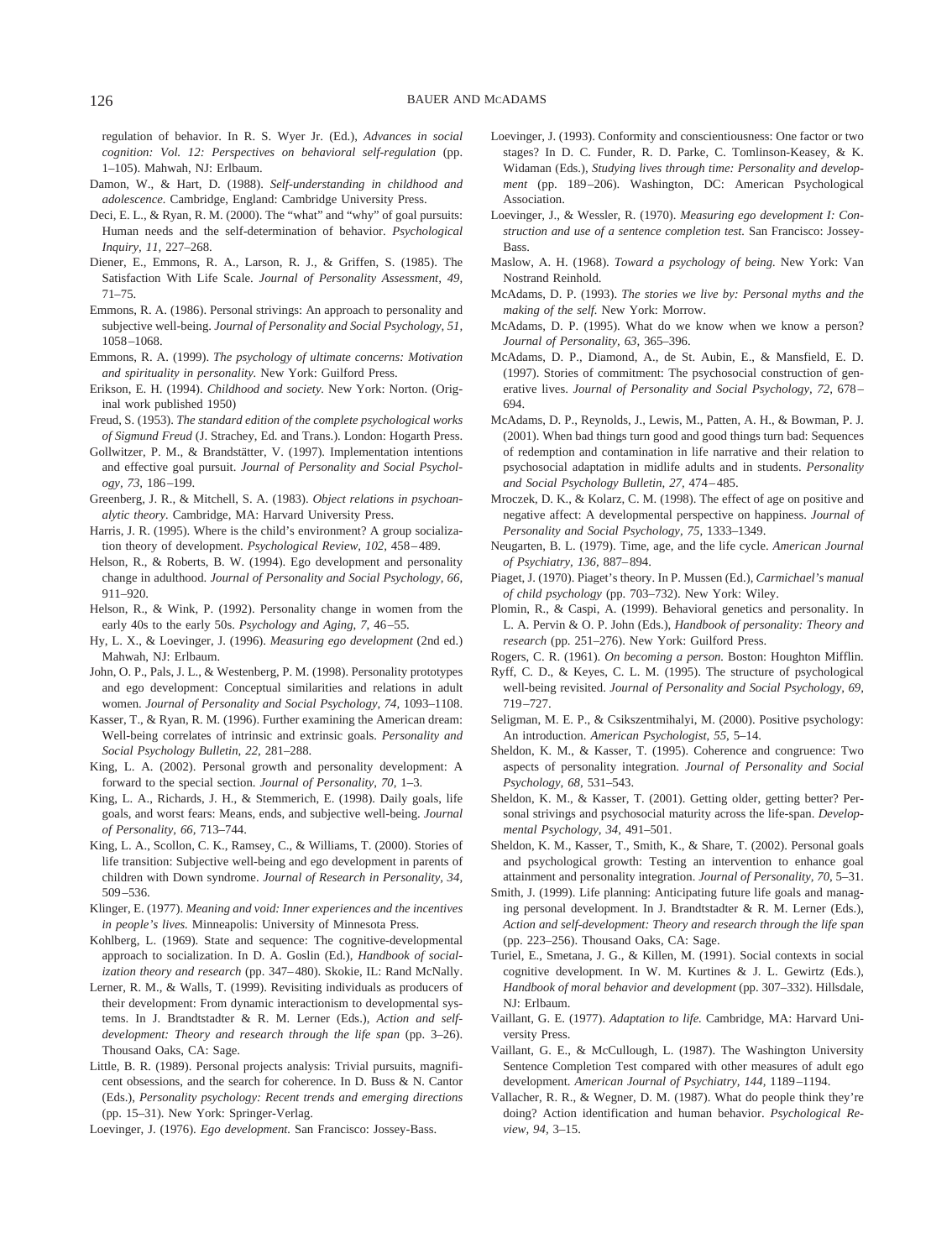regulation of behavior. In R. S. Wyer Jr. (Ed.), *Advances in social cognition: Vol. 12: Perspectives on behavioral self-regulation* (pp. 1–105). Mahwah, NJ: Erlbaum.

Damon, W., & Hart, D. (1988). *Self-understanding in childhood and adolescence.* Cambridge, England: Cambridge University Press.

Deci, E. L., & Ryan, R. M. (2000). The "what" and "why" of goal pursuits: Human needs and the self-determination of behavior. *Psychological Inquiry, 11,* 227–268.

Diener, E., Emmons, R. A., Larson, R. J., & Griffen, S. (1985). The Satisfaction With Life Scale. *Journal of Personality Assessment, 49,* 71–75.

Emmons, R. A. (1986). Personal strivings: An approach to personality and subjective well-being. *Journal of Personality and Social Psychology, 51,* 1058–1068.

Emmons, R. A. (1999). *The psychology of ultimate concerns: Motivation and spirituality in personality.* New York: Guilford Press.

Erikson, E. H. (1994). *Childhood and society.* New York: Norton. (Original work published 1950)

Freud, S. (1953). *The standard edition of the complete psychological works of Sigmund Freud* (J. Strachey, Ed. and Trans.). London: Hogarth Press.

Gollwitzer, P. M., & Brandstätter, V. (1997). Implementation intentions and effective goal pursuit. *Journal of Personality and Social Psychology, 73,* 186–199.

Greenberg, J. R., & Mitchell, S. A. (1983). *Object relations in psychoanalytic theory.* Cambridge, MA: Harvard University Press.

Harris, J. R. (1995). Where is the child's environment? A group socialization theory of development. *Psychological Review, 102,* 458–489.

Helson, R., & Roberts, B. W. (1994). Ego development and personality change in adulthood. *Journal of Personality and Social Psychology, 66,* 911–920.

Helson, R., & Wink, P. (1992). Personality change in women from the early 40s to the early 50s. *Psychology and Aging, 7,* 46–55.

Hy, L. X., & Loevinger, J. (1996). *Measuring ego development* (2nd ed.) Mahwah, NJ: Erlbaum.

John, O. P., Pals, J. L., & Westenberg, P. M. (1998). Personality prototypes and ego development: Conceptual similarities and relations in adult women. *Journal of Personality and Social Psychology, 74,* 1093–1108.

Kasser, T., & Ryan, R. M. (1996). Further examining the American dream: Well-being correlates of intrinsic and extrinsic goals. *Personality and Social Psychology Bulletin, 22,* 281–288.

King, L. A. (2002). Personal growth and personality development: A forward to the special section. *Journal of Personality, 70,* 1–3.

King, L. A., Richards, J. H., & Stemmerich, E. (1998). Daily goals, life goals, and worst fears: Means, ends, and subjective well-being. *Journal of Personality, 66,* 713–744.

King, L. A., Scollon, C. K., Ramsey, C., & Williams, T. (2000). Stories of life transition: Subjective well-being and ego development in parents of children with Down syndrome. *Journal of Research in Personality, 34,* 509–536.

Klinger, E. (1977). *Meaning and void: Inner experiences and the incentives in people's lives.* Minneapolis: University of Minnesota Press.

Kohlberg, L. (1969). State and sequence: The cognitive-developmental approach to socialization. In D. A. Goslin (Ed.), *Handbook of socialization theory and research* (pp. 347–480). Skokie, IL: Rand McNally.

Lerner, R. M., & Walls, T. (1999). Revisiting individuals as producers of their development: From dynamic interactionism to developmental systems. In J. Brandtstadter & R. M. Lerner (Eds.), *Action and self-development: Theory and research through the life span* (pp. 3–26). Thousand Oaks, CA: Sage.

Little, B. R. (1989). Personal projects analysis: Trivial pursuits, magnificent obsessions, and the search for coherence. In D. Buss & N. Cantor (Eds.), *Personality psychology: Recent trends and emerging directions* (pp. 15–31). New York: Springer-Verlag.

Loevinger, J. (1976). *Ego development.* San Francisco: Jossey-Bass.

Loevinger, J. (1993). Conformity and conscientiousness: One factor or two stages? In D. C. Funder, R. D. Parke, C. Tomlinson-Keasey, & K. Widaman (Eds.), *Studying lives through time: Personality and development* (pp. 189–206). Washington, DC: American Psychological Association.

Loevinger, J., & Wessler, R. (1970). *Measuring ego development I: Construction and use of a sentence completion test.* San Francisco: Jossey-Bass.

Maslow, A. H. (1968). *Toward a psychology of being.* New York: Van Nostrand Reinhold.

McAdams, D. P. (1993). *The stories we live by: Personal myths and the making of the self.* New York: Morrow.

McAdams, D. P. (1995). What do we know when we know a person? *Journal of Personality, 63,* 365–396.

McAdams, D. P., Diamond, A., de St. Aubin, E., & Mansfield, E. D. (1997). Stories of commitment: The psychosocial construction of generative lives. *Journal of Personality and Social Psychology, 72,* 678–694.

McAdams, D. P., Reynolds, J., Lewis, M., Patten, A. H., & Bowman, P. J. (2001). When bad things turn good and good things turn bad: Sequences of redemption and contamination in life narrative and their relation to psychosocial adaptation in midlife adults and in students. *Personality and Social Psychology Bulletin, 27,* 474–485.

Mroczek, D. K., & Kolarz, C. M. (1998). The effect of age on positive and negative affect: A developmental perspective on happiness. *Journal of Personality and Social Psychology, 75,* 1333–1349.

Neugarten, B. L. (1979). Time, age, and the life cycle. *American Journal of Psychiatry, 136,* 887–894.

Piaget, J. (1970). Piaget's theory. In P. Mussen (Ed.), *Carmichael's manual of child psychology* (pp. 703–732). New York: Wiley.

Plomin, R., & Caspi, A. (1999). Behavioral genetics and personality. In L. A. Pervin & O. P. John (Eds.), *Handbook of personality: Theory and research* (pp. 251–276). New York: Guilford Press.

Rogers, C. R. (1961). *On becoming a person.* Boston: Houghton Mifflin.

Ryff, C. D., & Keyes, C. L. M. (1995). The structure of psychological well-being revisited. *Journal of Personality and Social Psychology, 69,* 719–727.

Seligman, M. E. P., & Csikszentmihalyi, M. (2000). Positive psychology: An introduction. *American Psychologist, 55,* 5–14.

Sheldon, K. M., & Kasser, T. (1995). Coherence and congruence: Two aspects of personality integration. *Journal of Personality and Social Psychology, 68,* 531–543.

Sheldon, K. M., & Kasser, T. (2001). Getting older, getting better? Personal strivings and psychosocial maturity across the life-span. *Developmental Psychology, 34,* 491–501.

Sheldon, K. M., Kasser, T., Smith, K., & Share, T. (2002). Personal goals and psychological growth: Testing an intervention to enhance goal attainment and personality integration. *Journal of Personality, 70,* 5–31.

Smith, J. (1999). Life planning: Anticipating future life goals and managing personal development. In J. Brandtstadter & R. M. Lerner (Eds.), *Action and self-development: Theory and research through the life span* (pp. 223–256). Thousand Oaks, CA: Sage.

Turiel, E., Smetana, J. G., & Killen, M. (1991). Social contexts in social cognitive development. In W. M. Kurtines & J. L. Gewirtz (Eds.), *Handbook of moral behavior and development* (pp. 307–332). Hillsdale, NJ: Erlbaum.

Vaillant, G. E. (1977). *Adaptation to life.* Cambridge, MA: Harvard University Press.

Vaillant, G. E., & McCullough, L. (1987). The Washington University Sentence Completion Test compared with other measures of adult ego development. *American Journal of Psychiatry, 144,* 1189–1194.

Vallacher, R. R., & Wegner, D. M. (1987). What do people think they're doing? Action identification and human behavior. *Psychological Review, 94,* 3–15.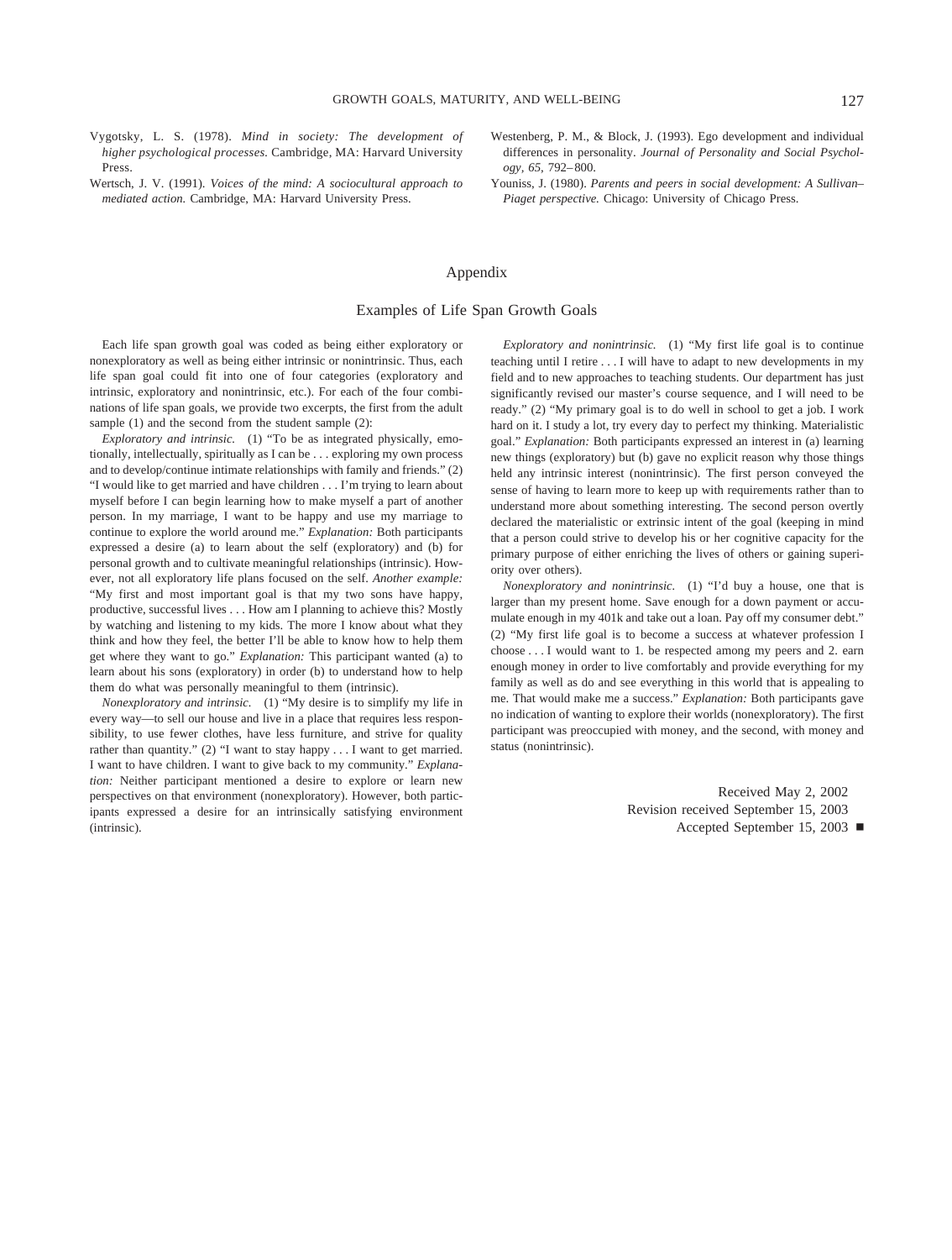Vygotsky, L. S. (1978). *Mind in society: The development of higher psychological processes.* Cambridge, MA: Harvard University Press.

Wertsch, J. V. (1991). *Voices of the mind: A sociocultural approach to mediated action.* Cambridge, MA: Harvard University Press.

Westenberg, P. M., & Block, J. (1993). Ego development and individual differences in personality. *Journal of Personality and Social Psychology, 65,* 792–800.

Youniss, J. (1980). *Parents and peers in social development: A Sullivan–Piaget perspective.* Chicago: University of Chicago Press.

## Appendix

### Examples of Life Span Growth Goals

Each life span growth goal was coded as being either exploratory or nonexploratory as well as being either intrinsic or nonintrinsic. Thus, each life span goal could fit into one of four categories (exploratory and intrinsic, exploratory and nonintrinsic, etc.). For each of the four combinations of life span goals, we provide two excerpts, the first from the adult sample (1) and the second from the student sample (2):

*Exploratory and intrinsic.* (1) "To be as integrated physically, emotionally, intellectually, spiritually as I can be . . . exploring my own process and to develop/continue intimate relationships with family and friends." (2) "I would like to get married and have children . . . I'm trying to learn about myself before I can begin learning how to make myself a part of another person. In my marriage, I want to be happy and use my marriage to continue to explore the world around me." *Explanation:* Both participants expressed a desire (a) to learn about the self (exploratory) and (b) for personal growth and to cultivate meaningful relationships (intrinsic). However, not all exploratory life plans focused on the self. *Another example:* "My first and most important goal is that my two sons have happy, productive, successful lives . . . How am I planning to achieve this? Mostly by watching and listening to my kids. The more I know about what they think and how they feel, the better I'll be able to know how to help them get where they want to go." *Explanation:* This participant wanted (a) to learn about his sons (exploratory) in order (b) to understand how to help them do what was personally meaningful to them (intrinsic).

*Nonexploratory and intrinsic.* (1) "My desire is to simplify my life in every way—to sell our house and live in a place that requires less responsibility, to use fewer clothes, have less furniture, and strive for quality rather than quantity." (2) "I want to stay happy . . . I want to get married. I want to have children. I want to give back to my community." *Explanation:* Neither participant mentioned a desire to explore or learn new perspectives on that environment (nonexploratory). However, both participants expressed a desire for an intrinsically satisfying environment (intrinsic).

*Exploratory and nonintrinsic.* (1) "My first life goal is to continue teaching until I retire . . . I will have to adapt to new developments in my field and to new approaches to teaching students. Our department has just significantly revised our master's course sequence, and I will need to be ready." (2) "My primary goal is to do well in school to get a job. I work hard on it. I study a lot, try every day to perfect my thinking. Materialistic goal." *Explanation:* Both participants expressed an interest in (a) learning new things (exploratory) but (b) gave no explicit reason why those things held any intrinsic interest (nonintrinsic). The first person conveyed the sense of having to learn more to keep up with requirements rather than to understand more about something interesting. The second person overtly declared the materialistic or extrinsic intent of the goal (keeping in mind that a person could strive to develop his or her cognitive capacity for the primary purpose of either enriching the lives of others or gaining superiority over others).

*Nonexploratory and nonintrinsic.* (1) "I'd buy a house, one that is larger than my present home. Save enough for a down payment or accumulate enough in my 401k and take out a loan. Pay off my consumer debt." (2) "My first life goal is to become a success at whatever profession I choose . . . I would want to 1. be respected among my peers and 2. earn enough money in order to live comfortably and provide everything for my family as well as do and see everything in this world that is appealing to me. That would make me a success." *Explanation:* Both participants gave no indication of wanting to explore their worlds (nonexploratory). The first participant was preoccupied with money, and the second, with money and status (nonintrinsic).

Received May 2, 2002
Revision received September 15, 2003
Accepted September 15, 2003 ■